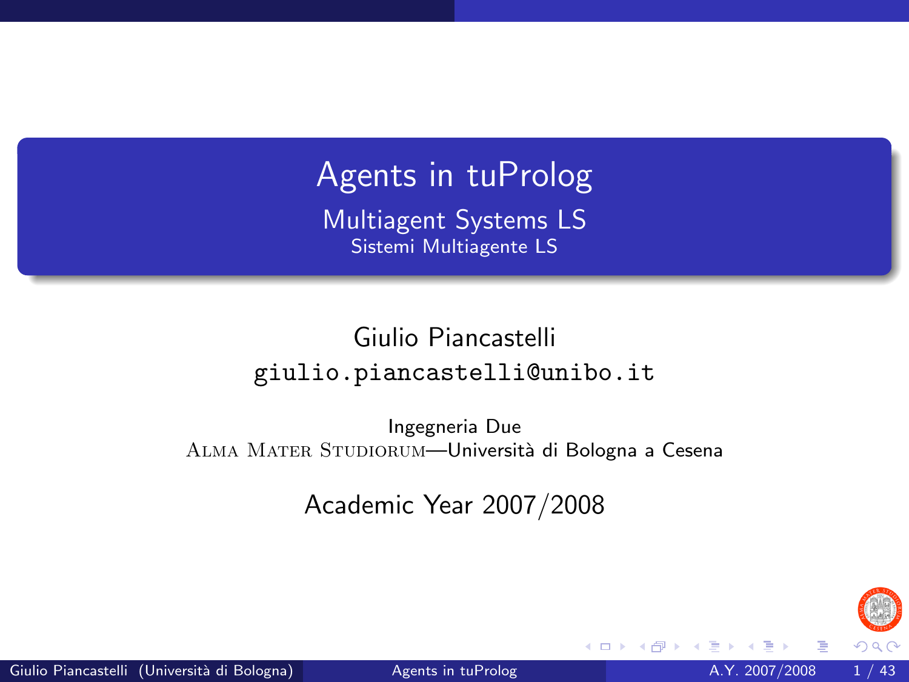# Agents in tuProlog

## Multiagent Systems LS

### Sistemi Multiagente LS

Giulio Piancastelli

`giulio.piancastelli@unibo.it`

Ingegneria Due

Alma Mater Studiorum—Università di Bologna a Cesena

Academic Year 2007/2008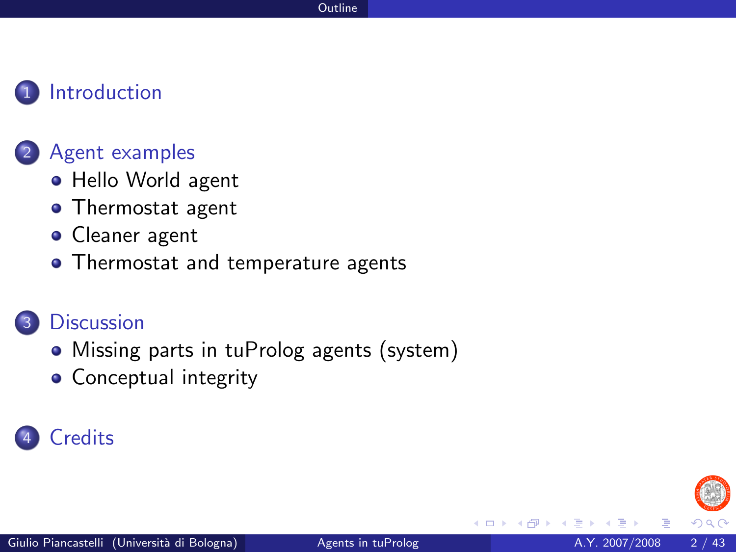# Outline

1. Introduction

2. Agent examples
   - Hello World agent
   - Thermostat agent
   - Cleaner agent
   - Thermostat and temperature agents

3. Discussion
   - Missing parts in tuProlog agents (system)
   - Conceptual integrity

4. Credits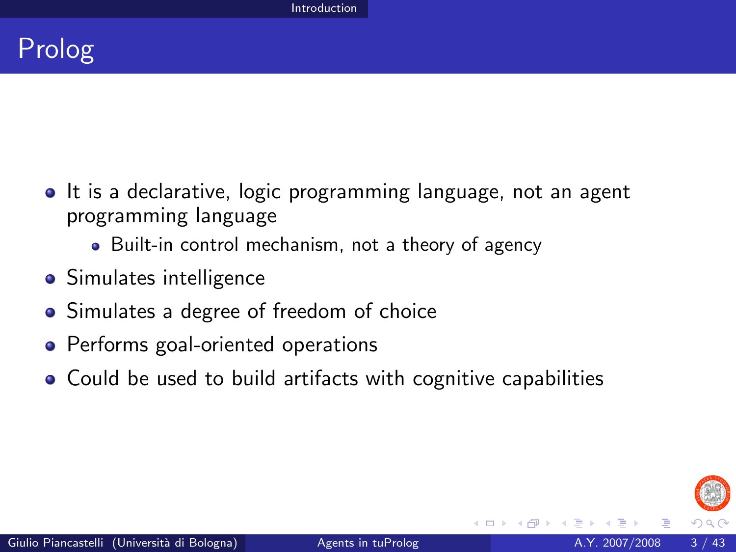# Prolog

- It is a declarative, logic programming language, not an agent programming language
  - Built-in control mechanism, not a theory of agency
- Simulates intelligence
- Simulates a degree of freedom of choice
- Performs goal-oriented operations
- Could be used to build artifacts with cognitive capabilities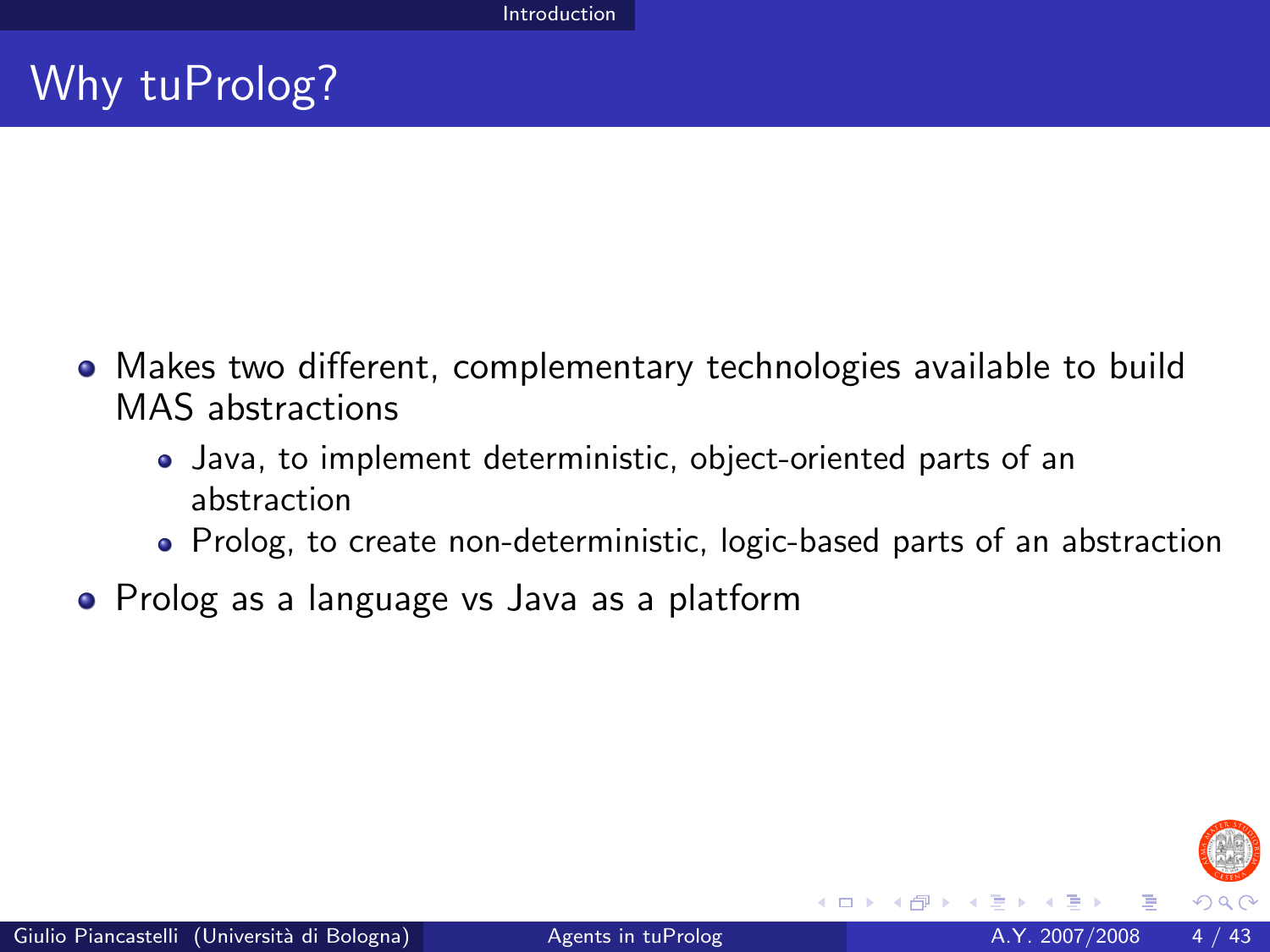# Why tuProlog?

- Makes two different, complementary technologies available to build MAS abstractions
  - Java, to implement deterministic, object-oriented parts of an abstraction
  - Prolog, to create non-deterministic, logic-based parts of an abstraction
- Prolog as a language vs Java as a platform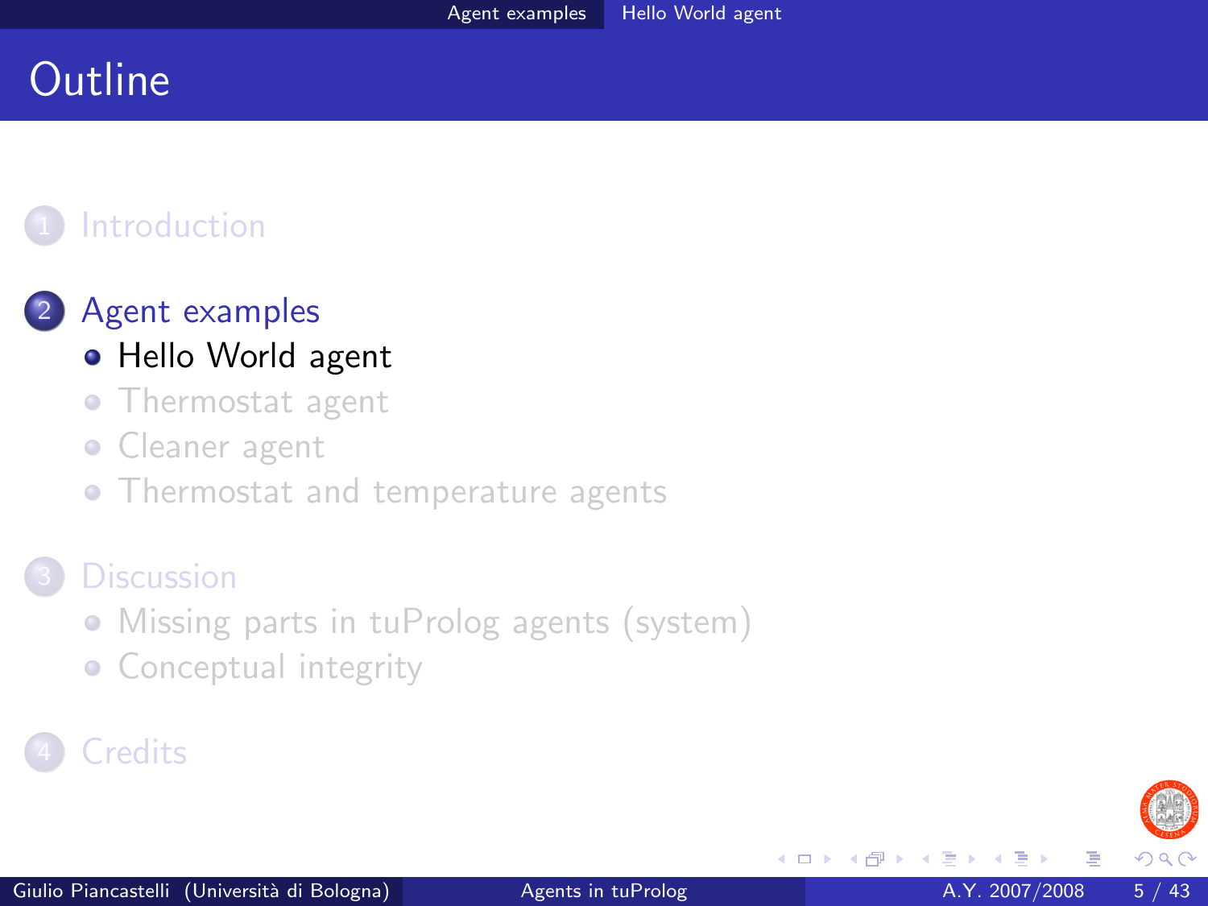# Outline

1. Introduction
2. Agent examples
   - Hello World agent
   - Thermostat agent
   - Cleaner agent
   - Thermostat and temperature agents
3. Discussion
   - Missing parts in tuProlog agents (system)
   - Conceptual integrity
4. Credits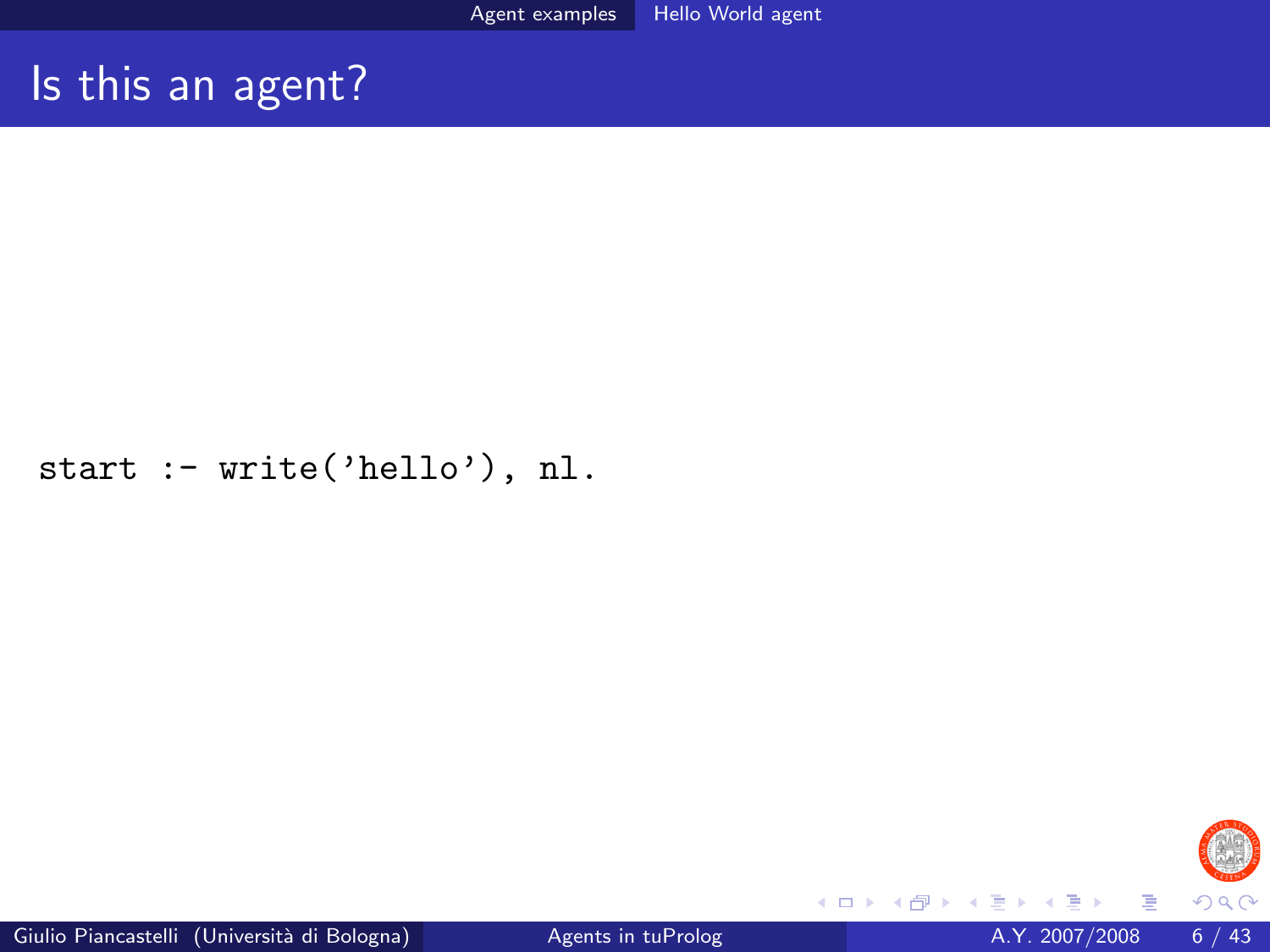# Is this an agent?

```
start :- write('hello'), nl.
```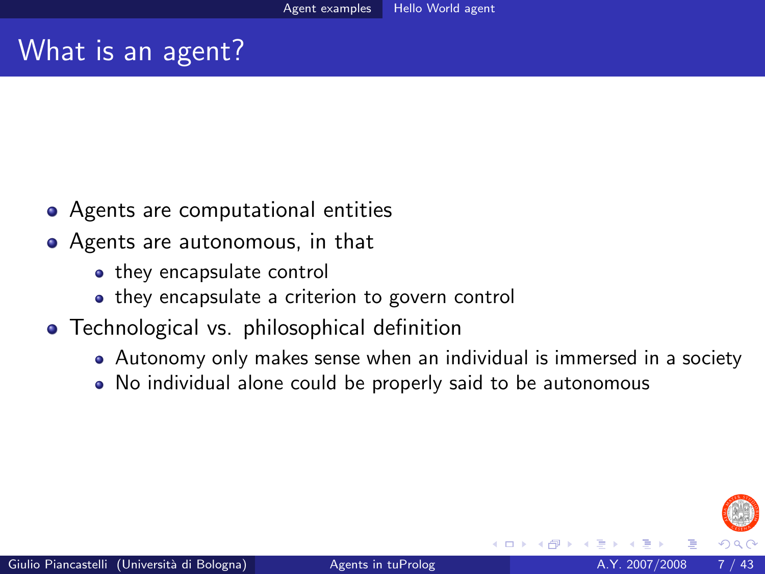# What is an agent?

- Agents are computational entities
- Agents are autonomous, in that
  - they encapsulate control
  - they encapsulate a criterion to govern control
- Technological vs. philosophical definition
  - Autonomy only makes sense when an individual is immersed in a society
  - No individual alone could be properly said to be autonomous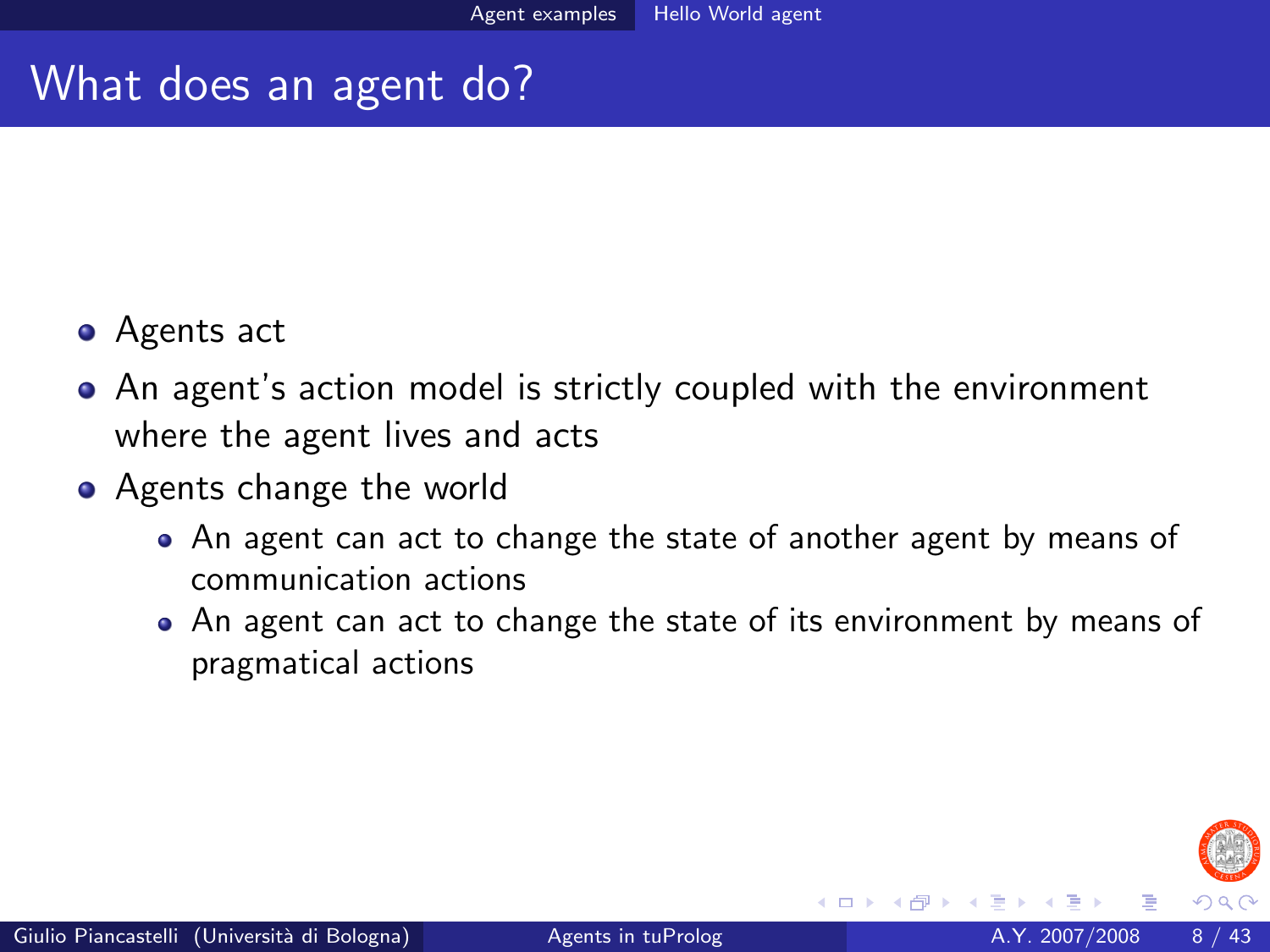# What does an agent do?

- Agents act
- An agent's action model is strictly coupled with the environment where the agent lives and acts
- Agents change the world
  - An agent can act to change the state of another agent by means of communication actions
  - An agent can act to change the state of its environment by means of pragmatical actions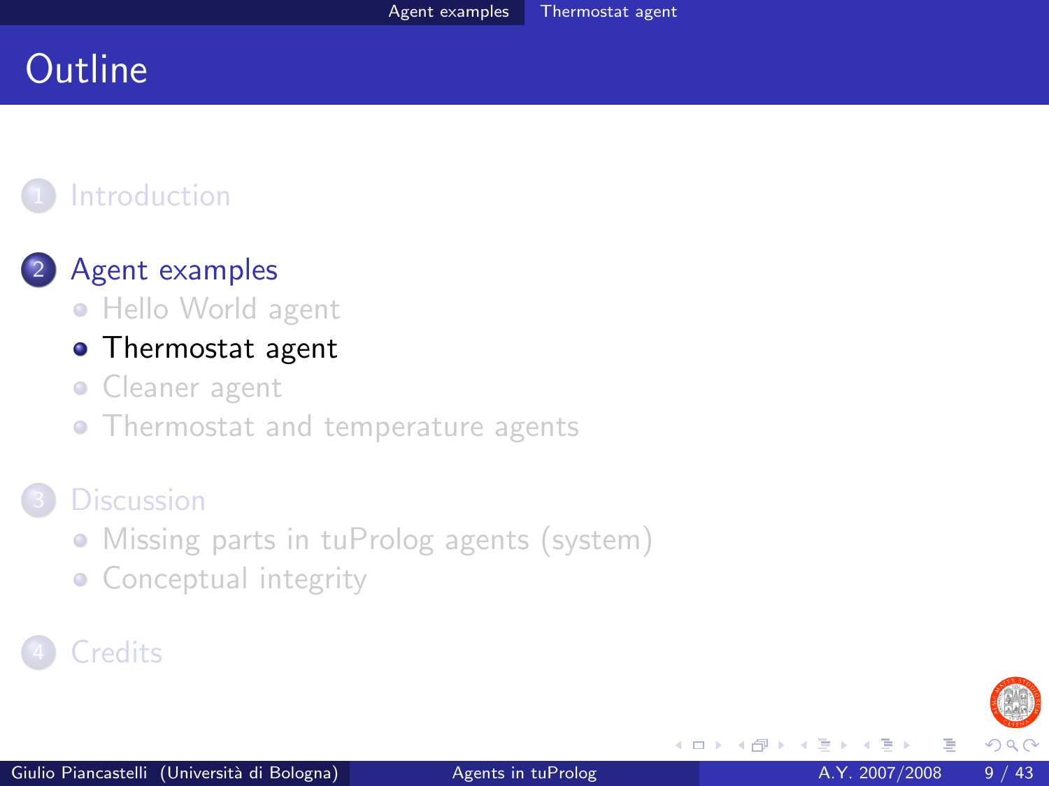# Outline

1. Introduction
2. Agent examples
   - Hello World agent
   - Thermostat agent
   - Cleaner agent
   - Thermostat and temperature agents
3. Discussion
   - Missing parts in tuProlog agents (system)
   - Conceptual integrity
4. Credits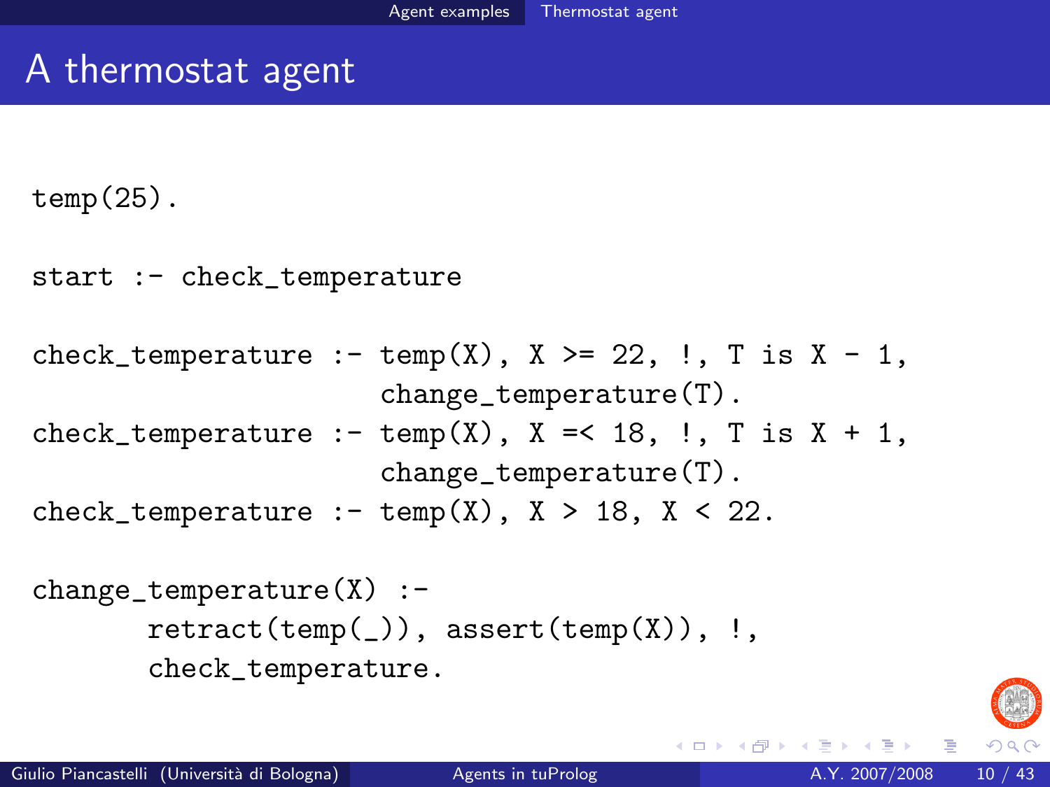# A thermostat agent

```
temp(25).

start :- check_temperature

check_temperature :- temp(X), X >= 22, !, T is X - 1,
                     change_temperature(T).
check_temperature :- temp(X), X =< 18, !, T is X + 1,
                     change_temperature(T).
check_temperature :- temp(X), X > 18, X < 22.

change_temperature(X) :-
       retract(temp(_)), assert(temp(X)), !,
       check_temperature.
```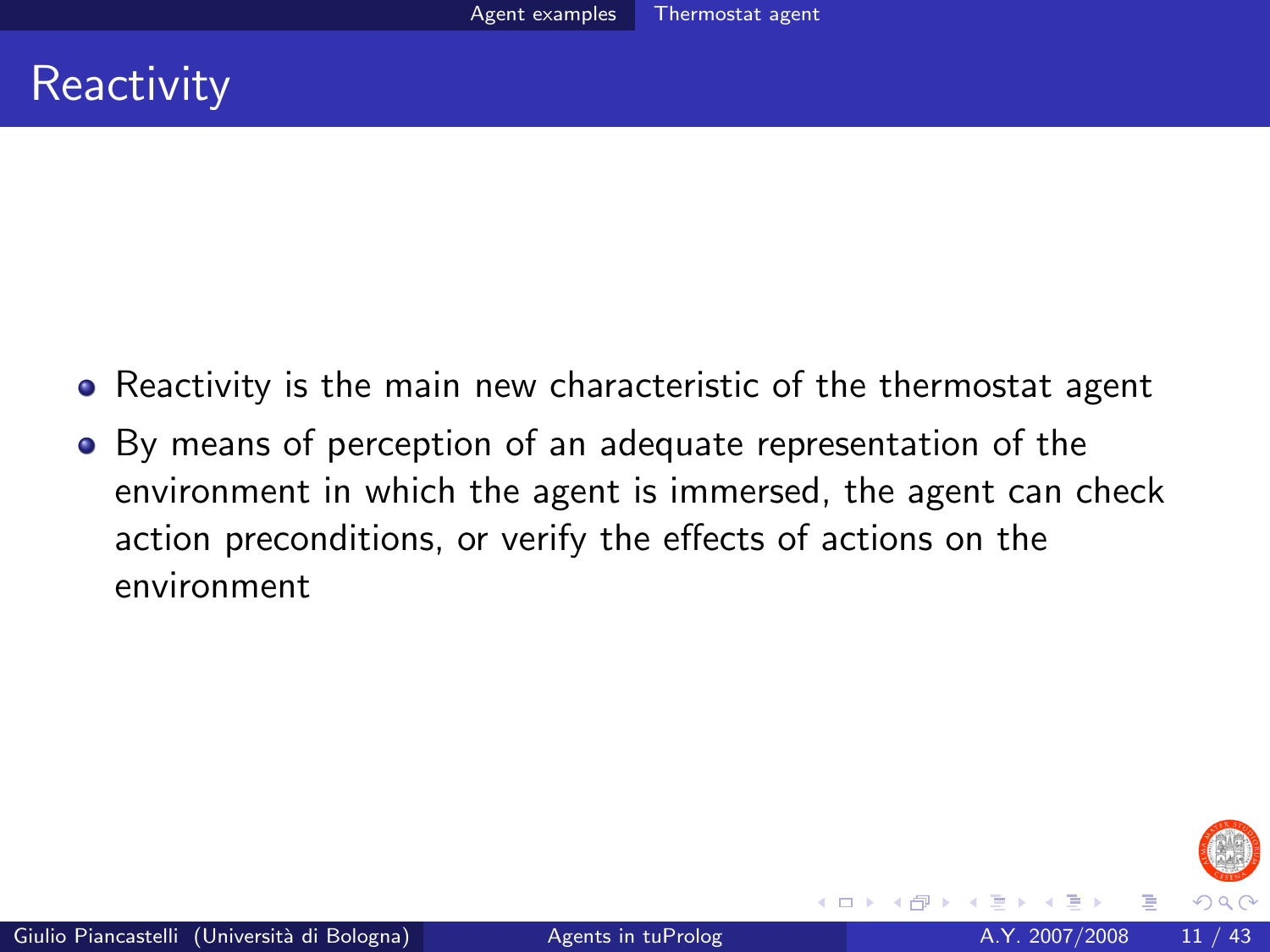# Reactivity

- Reactivity is the main new characteristic of the thermostat agent
- By means of perception of an adequate representation of the environment in which the agent is immersed, the agent can check action preconditions, or verify the effects of actions on the environment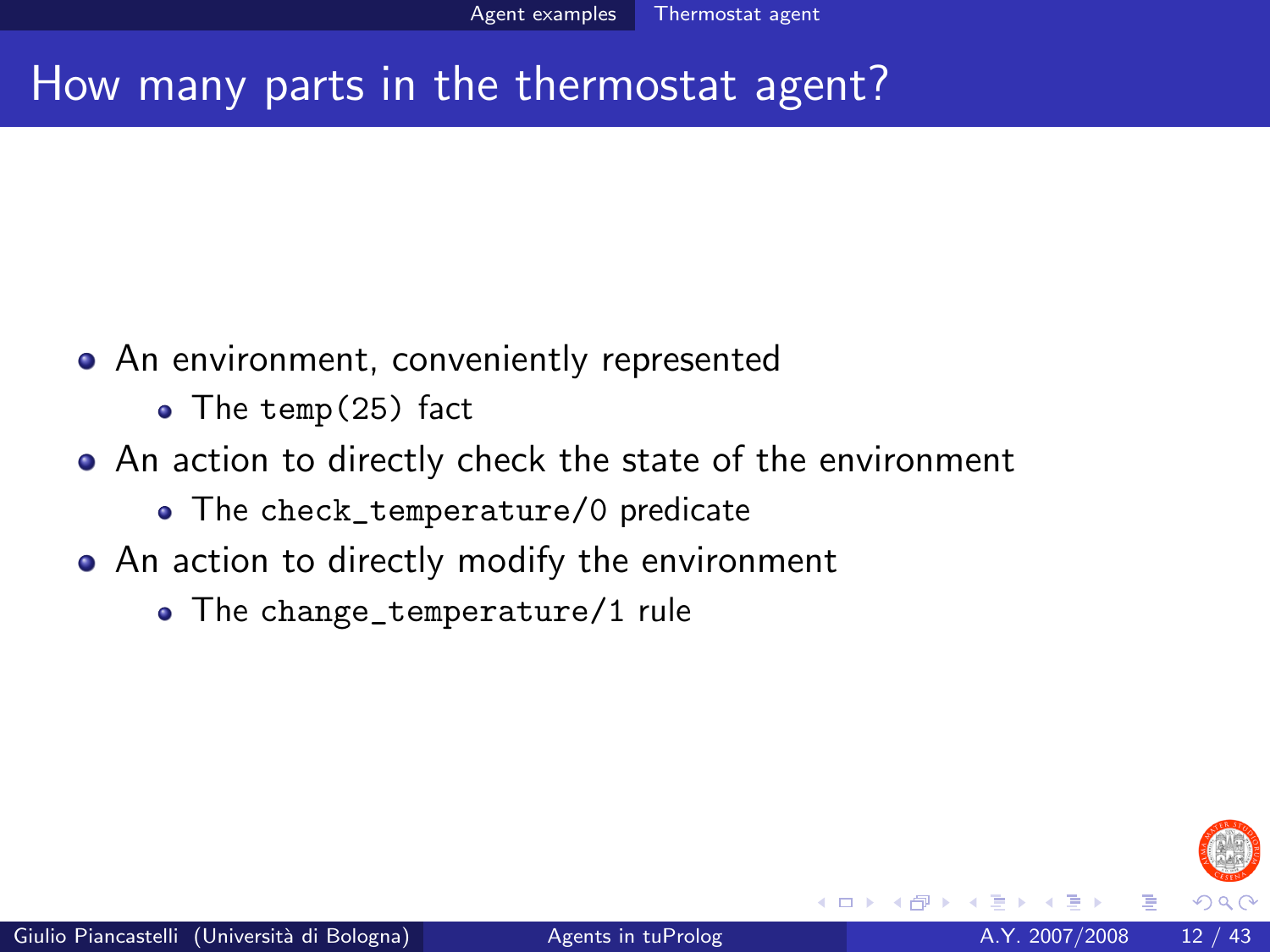# How many parts in the thermostat agent?

- An environment, conveniently represented
  - The `temp(25)` fact
- An action to directly check the state of the environment
  - The `check_temperature/0` predicate
- An action to directly modify the environment
  - The `change_temperature/1` rule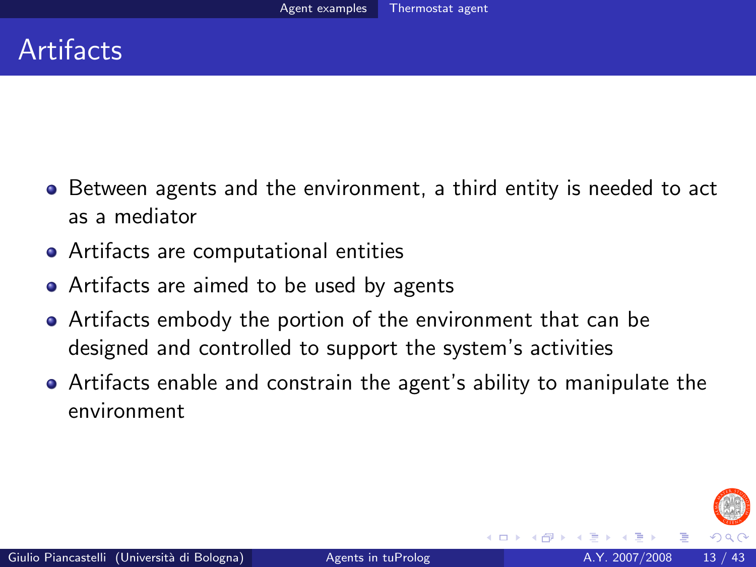# Artifacts

- Between agents and the environment, a third entity is needed to act as a mediator
- Artifacts are computational entities
- Artifacts are aimed to be used by agents
- Artifacts embody the portion of the environment that can be designed and controlled to support the system's activities
- Artifacts enable and constrain the agent's ability to manipulate the environment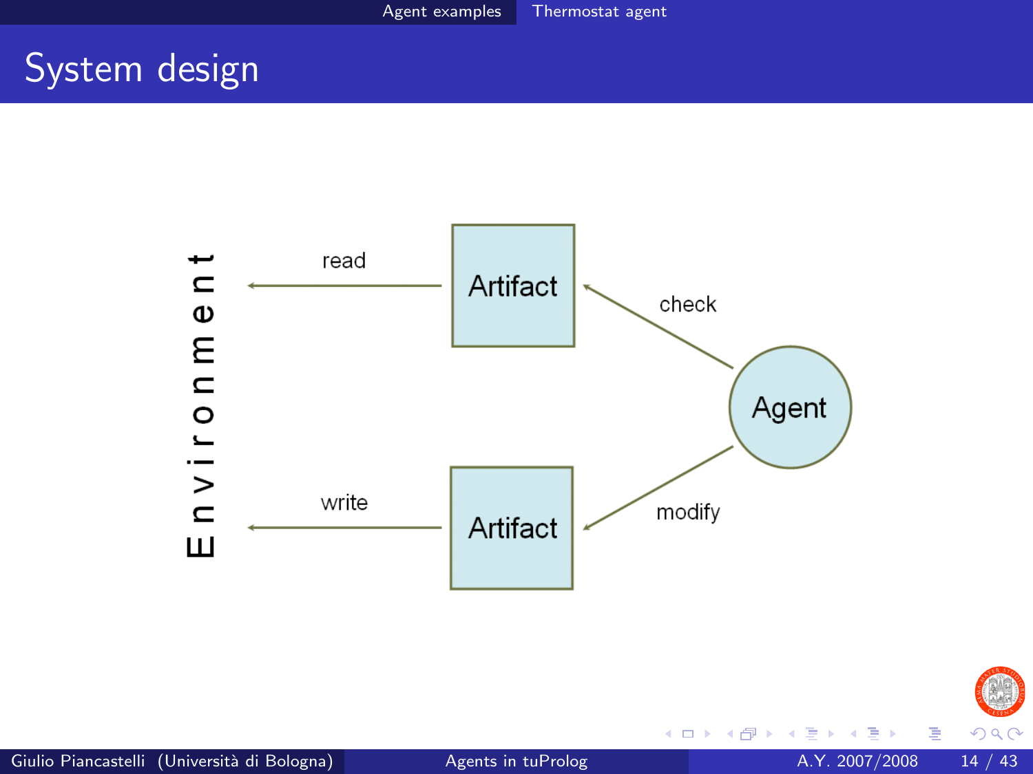# System design

Environment

read

write

Artifact

Artifact

check

modify

Agent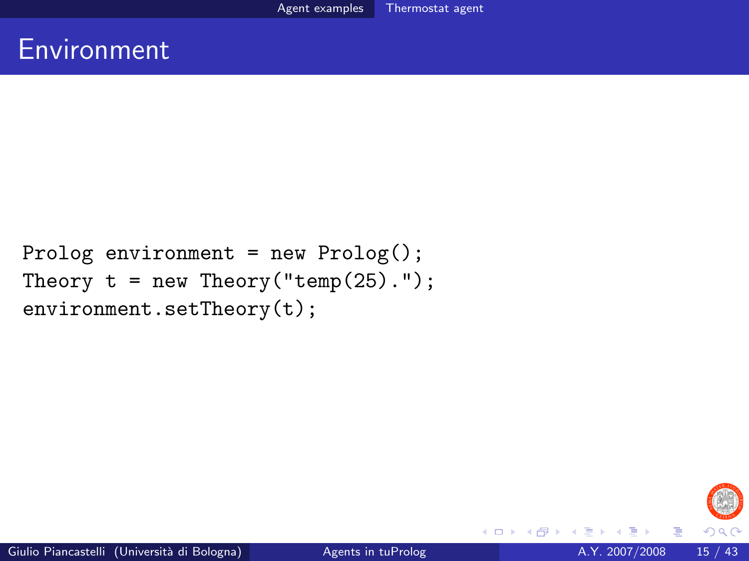# Environment

```
Prolog environment = new Prolog();
Theory t = new Theory("temp(25).");
environment.setTheory(t);
```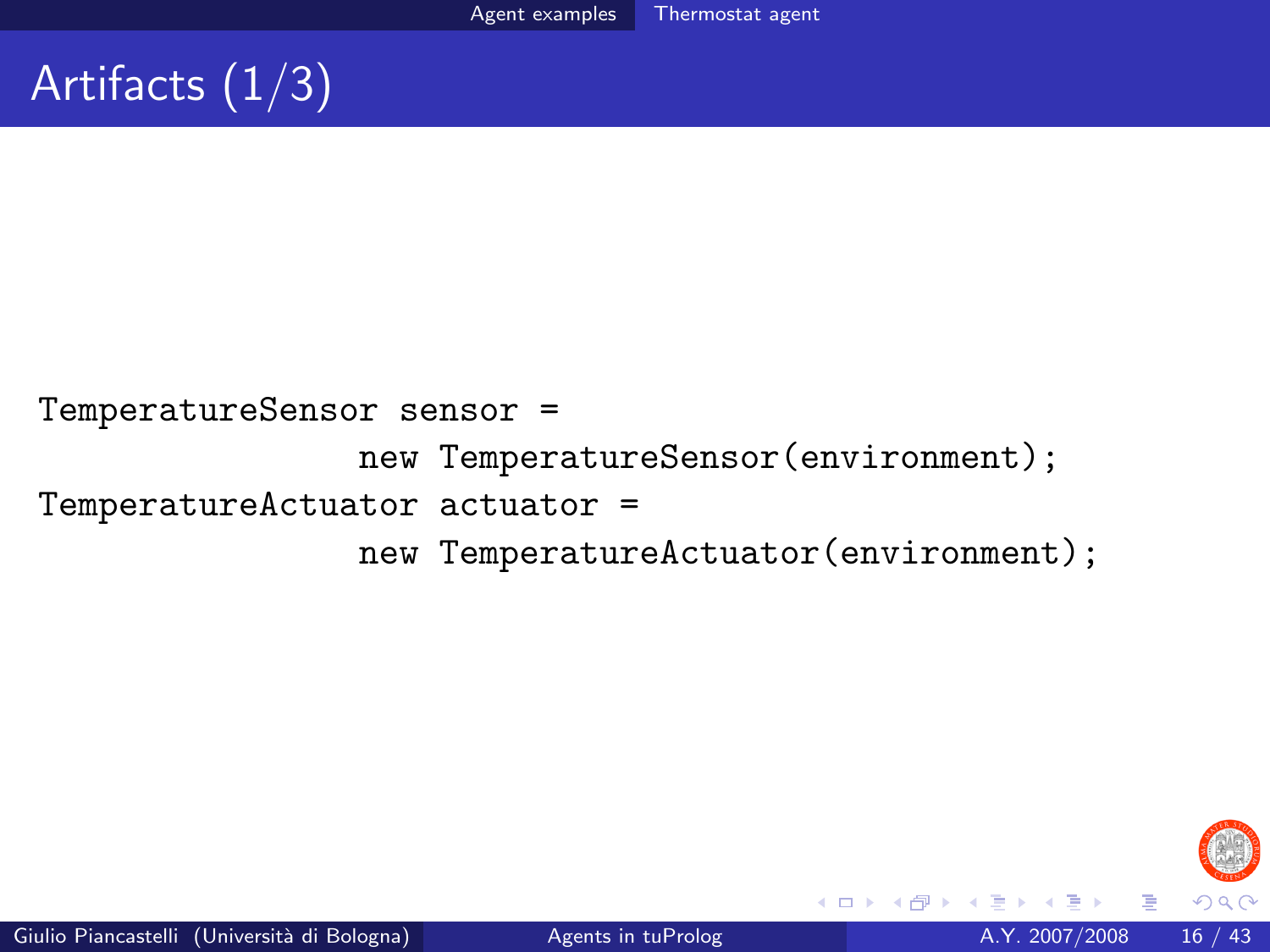# Artifacts (1/3)

```
TemperatureSensor sensor =
                new TemperatureSensor(environment);
TemperatureActuator actuator =
                new TemperatureActuator(environment);
```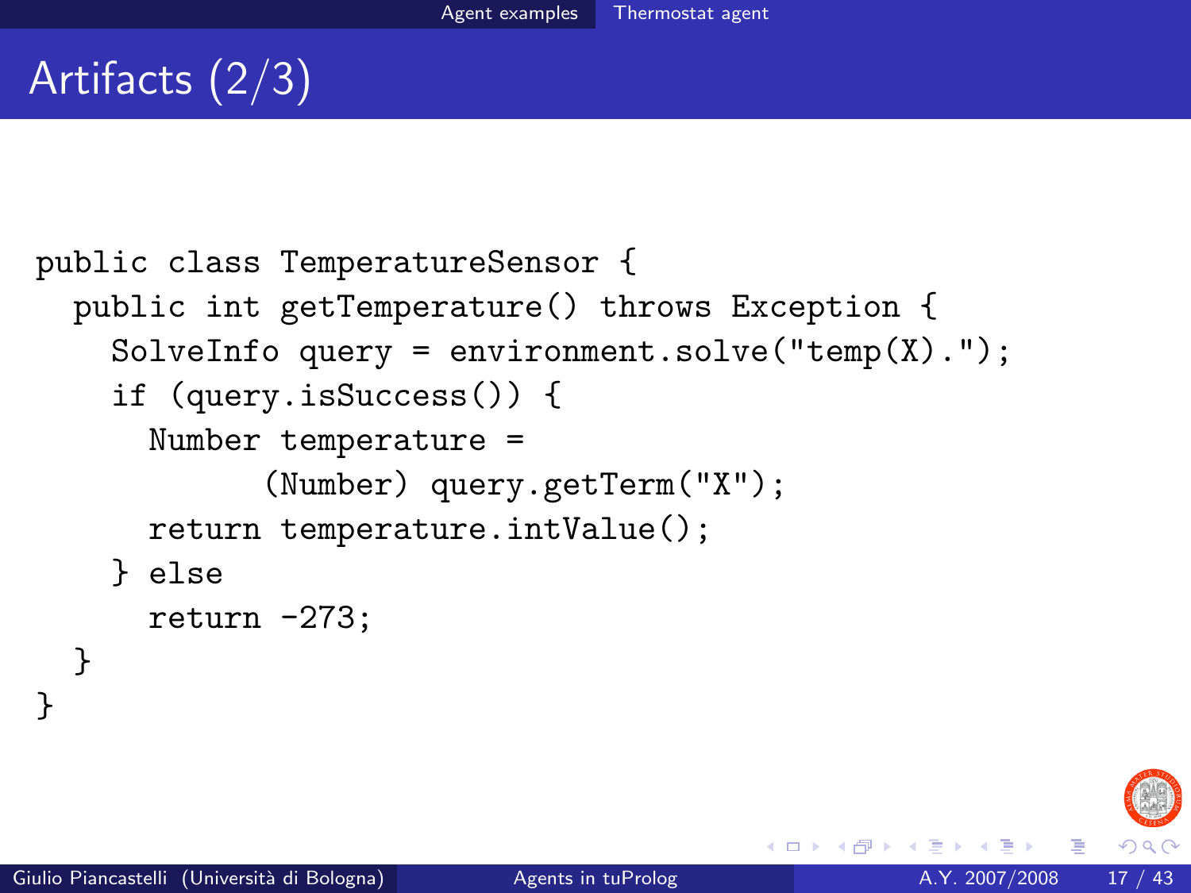# Artifacts (2/3)

```
public class TemperatureSensor {
  public int getTemperature() throws Exception {
    SolveInfo query = environment.solve("temp(X).");
    if (query.isSuccess()) {
      Number temperature =
            (Number) query.getTerm("X");
      return temperature.intValue();
    } else
      return -273;
  }
}
```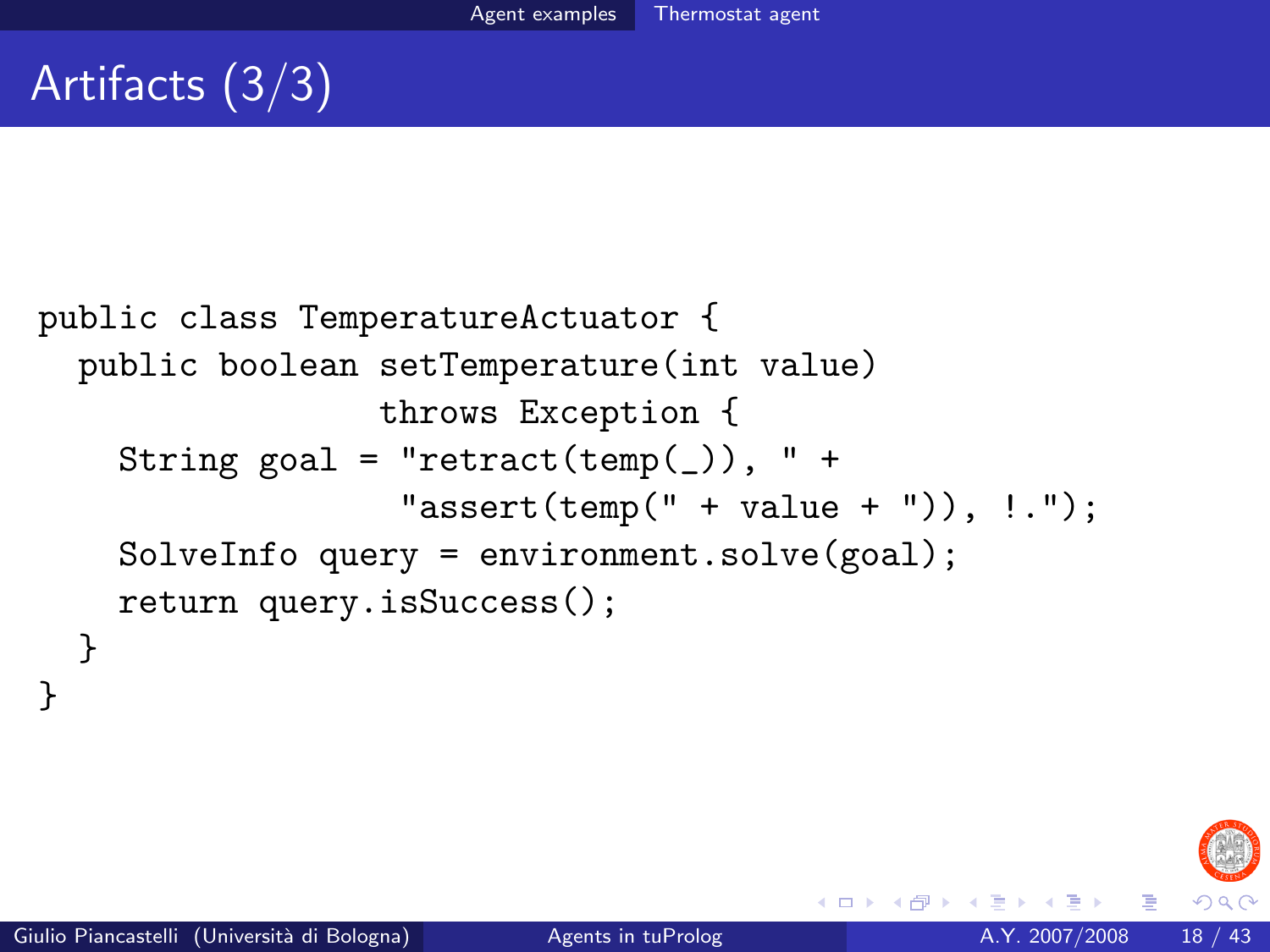# Artifacts (3/3)

```
public class TemperatureActuator {
  public boolean setTemperature(int value)
                throws Exception {
    String goal = "retract(temp(_)), " +
                  "assert(temp(" + value + ")), !.");
    SolveInfo query = environment.solve(goal);
    return query.isSuccess();
  }
}
```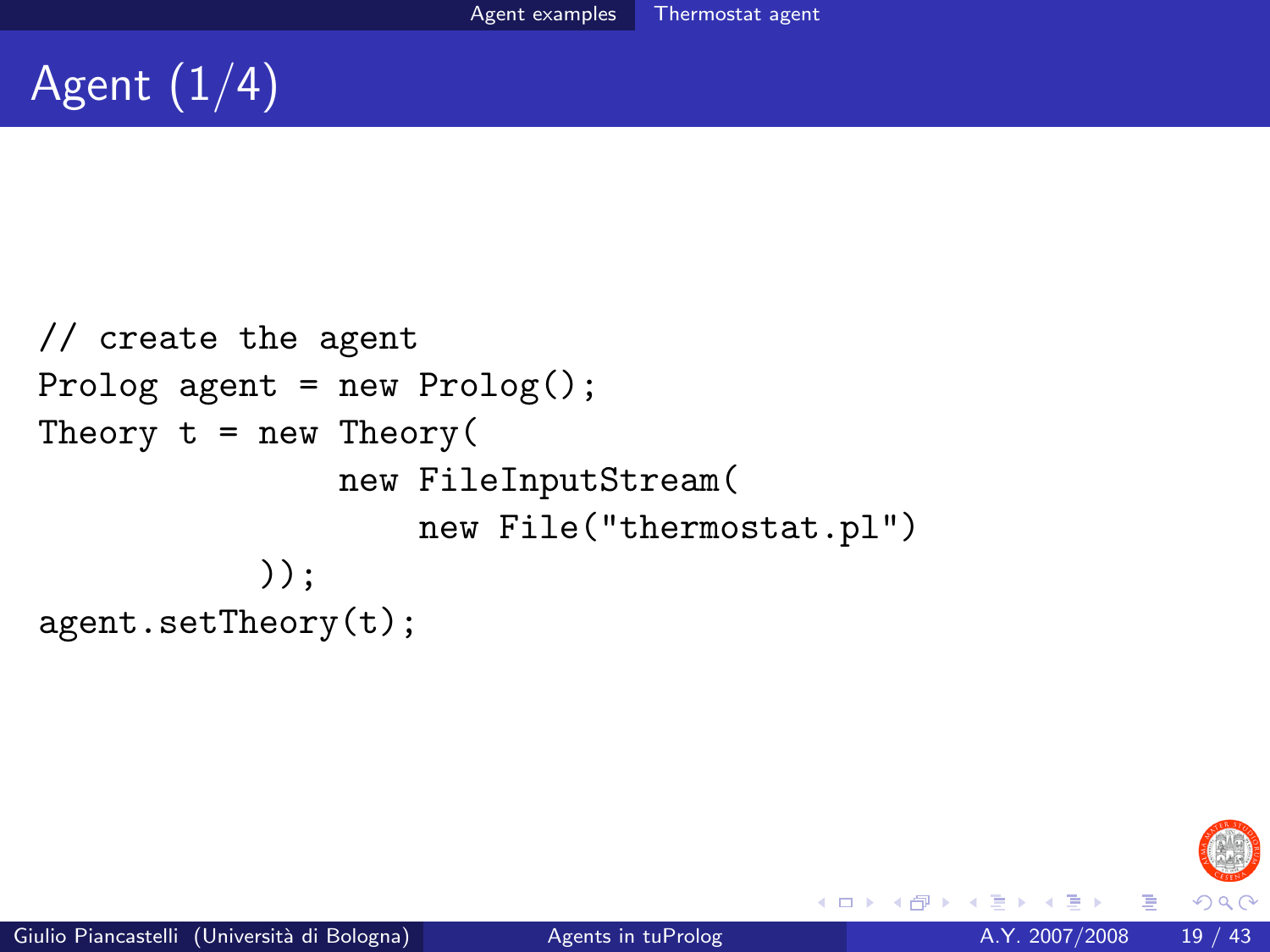# Agent (1/4)

```
// create the agent
Prolog agent = new Prolog();
Theory t = new Theory(
               new FileInputStream(
                   new File("thermostat.pl")
           ));
agent.setTheory(t);
```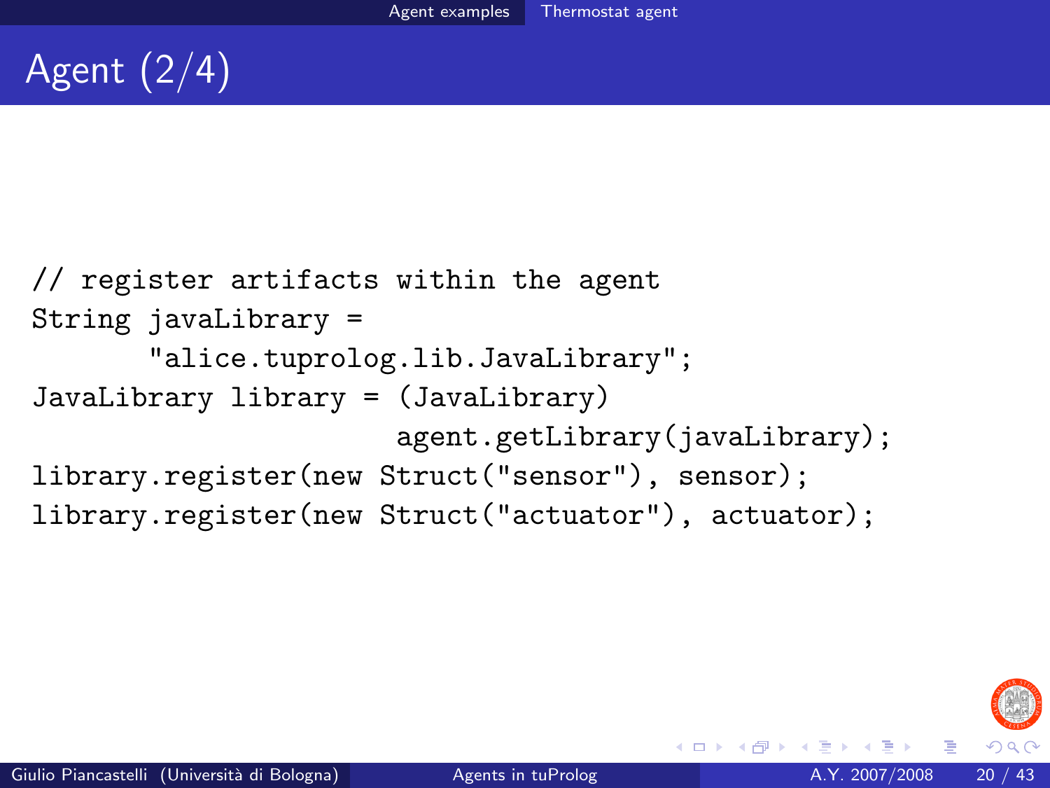# Agent (2/4)

```
// register artifacts within the agent
String javaLibrary =
       "alice.tuprolog.lib.JavaLibrary";
JavaLibrary library = (JavaLibrary)
                      agent.getLibrary(javaLibrary);
library.register(new Struct("sensor"), sensor);
library.register(new Struct("actuator"), actuator);
```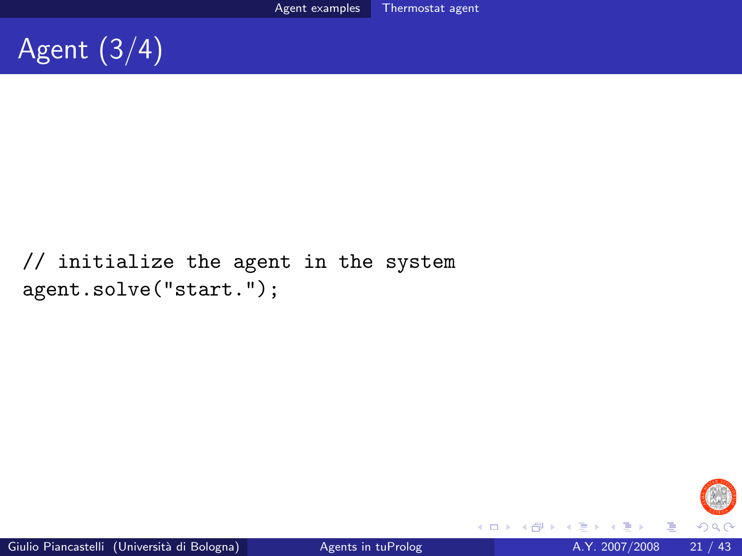# Agent (3/4)

```
// initialize the agent in the system
agent.solve("start.");
```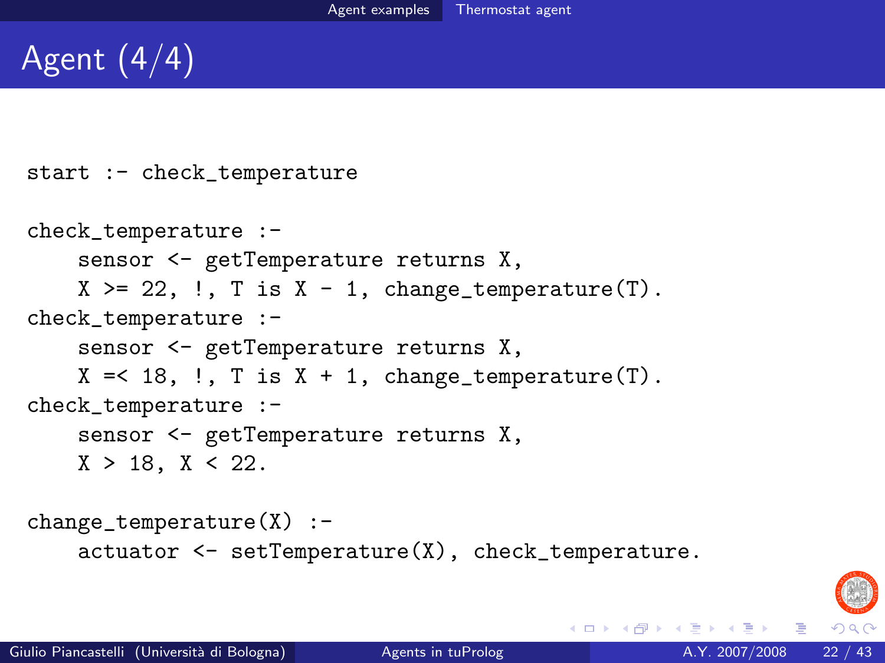# Agent (4/4)

```
start :- check_temperature

check_temperature :-
    sensor <- getTemperature returns X,
    X >= 22, !, T is X - 1, change_temperature(T).
check_temperature :-
    sensor <- getTemperature returns X,
    X =< 18, !, T is X + 1, change_temperature(T).
check_temperature :-
    sensor <- getTemperature returns X,
    X > 18, X < 22.

change_temperature(X) :-
    actuator <- setTemperature(X), check_temperature.
```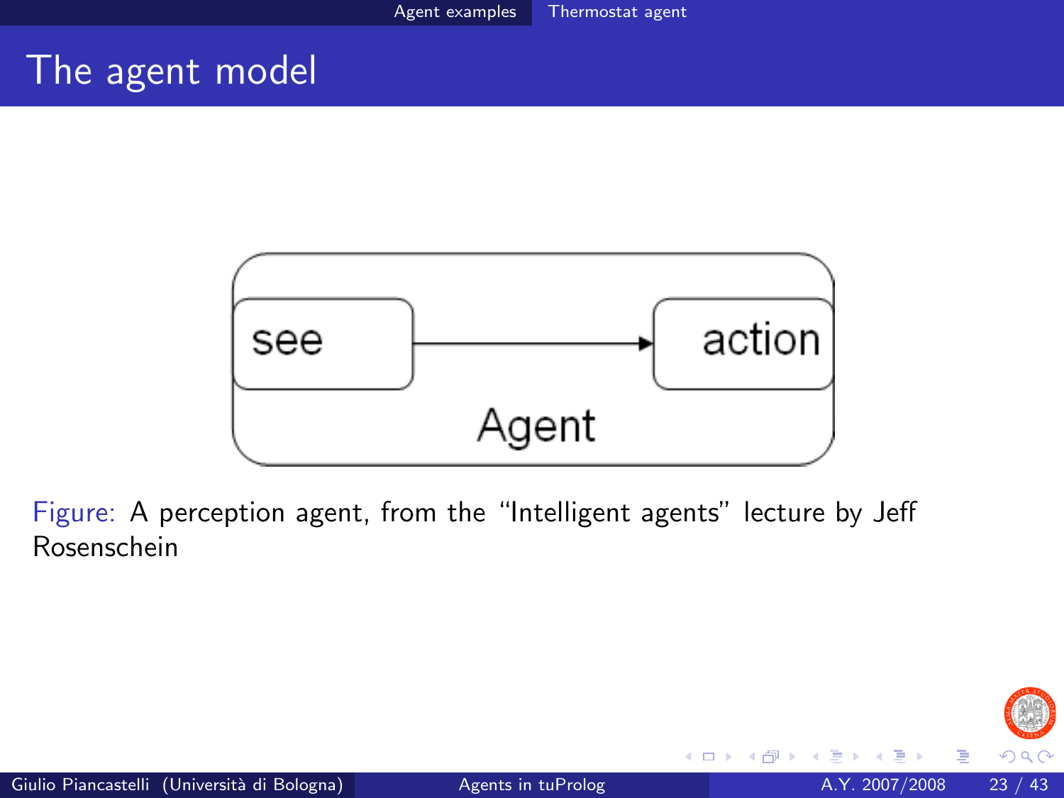# The agent model

see → action

Agent

Figure: A perception agent, from the "Intelligent agents" lecture by Jeff Rosenschein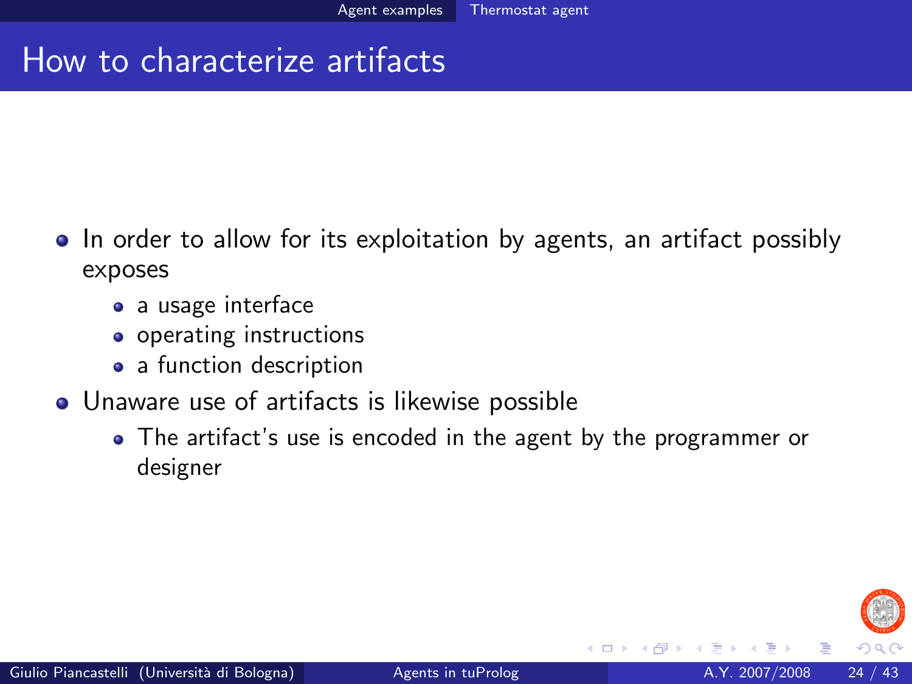# How to characterize artifacts

- In order to allow for its exploitation by agents, an artifact possibly exposes
  - a usage interface
  - operating instructions
  - a function description
- Unaware use of artifacts is likewise possible
  - The artifact's use is encoded in the agent by the programmer or designer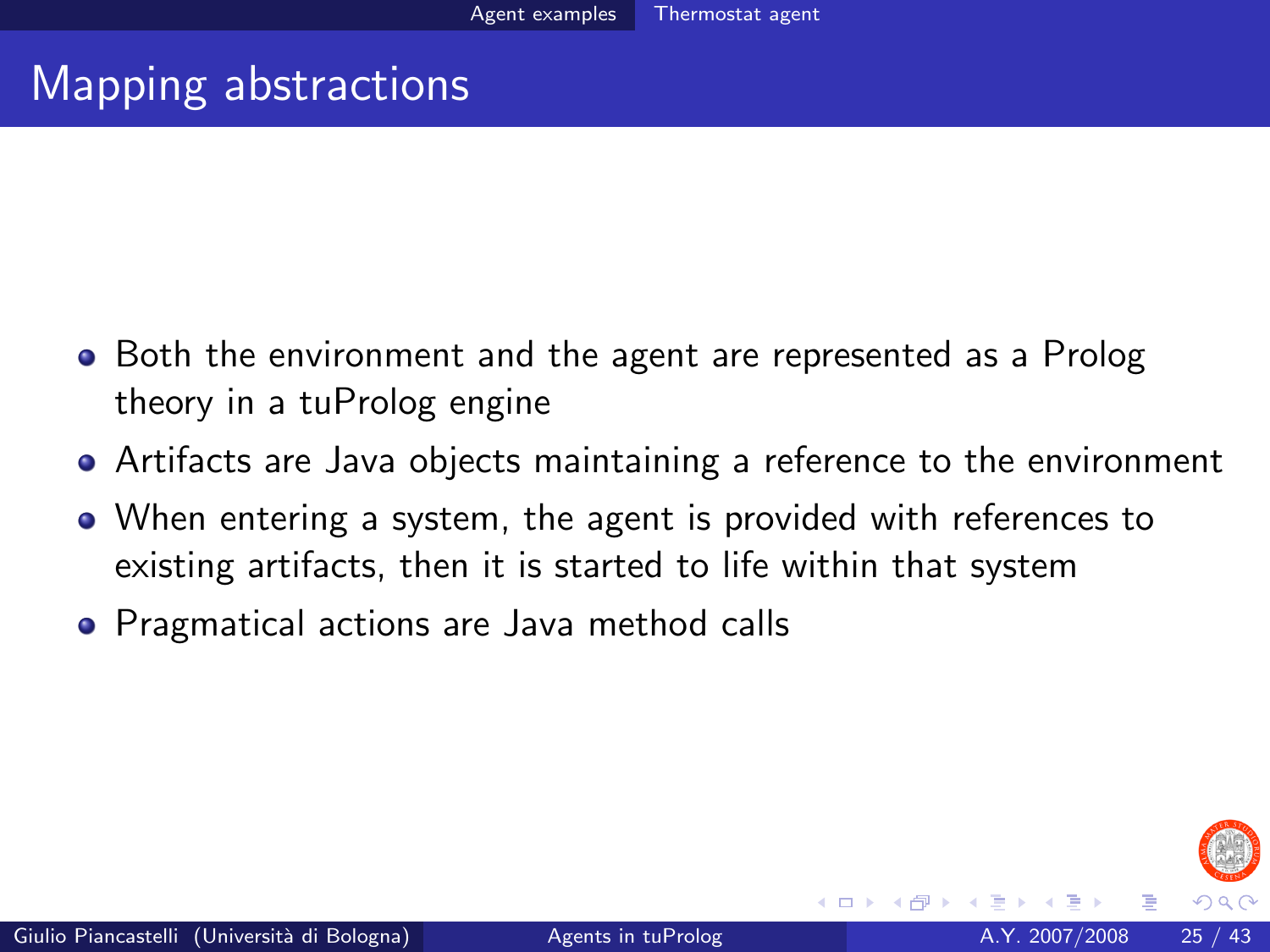# Mapping abstractions

- Both the environment and the agent are represented as a Prolog theory in a tuProlog engine
- Artifacts are Java objects maintaining a reference to the environment
- When entering a system, the agent is provided with references to existing artifacts, then it is started to life within that system
- Pragmatical actions are Java method calls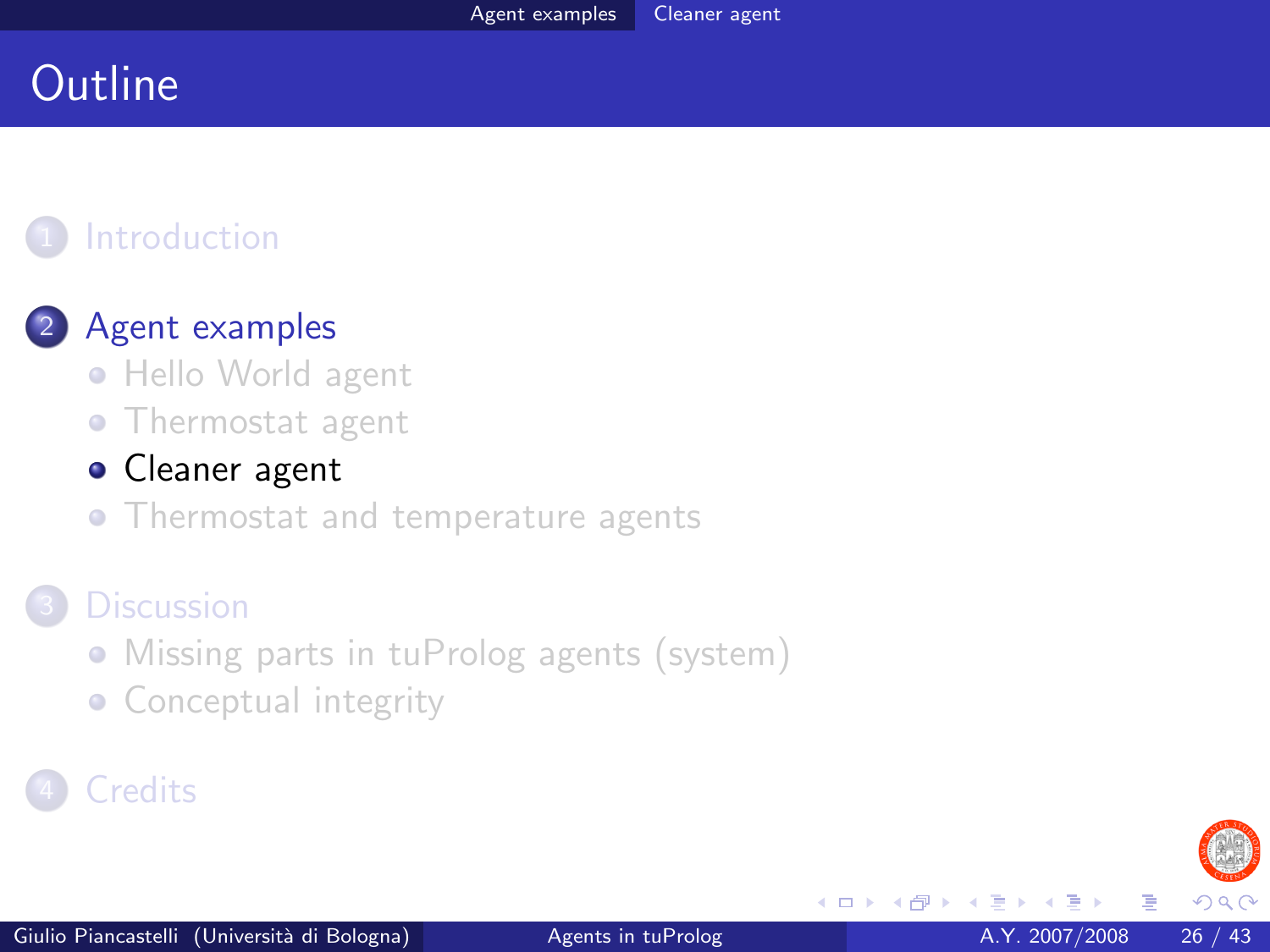# Outline

1. Introduction
2. Agent examples
   - Hello World agent
   - Thermostat agent
   - Cleaner agent
   - Thermostat and temperature agents
3. Discussion
   - Missing parts in tuProlog agents (system)
   - Conceptual integrity
4. Credits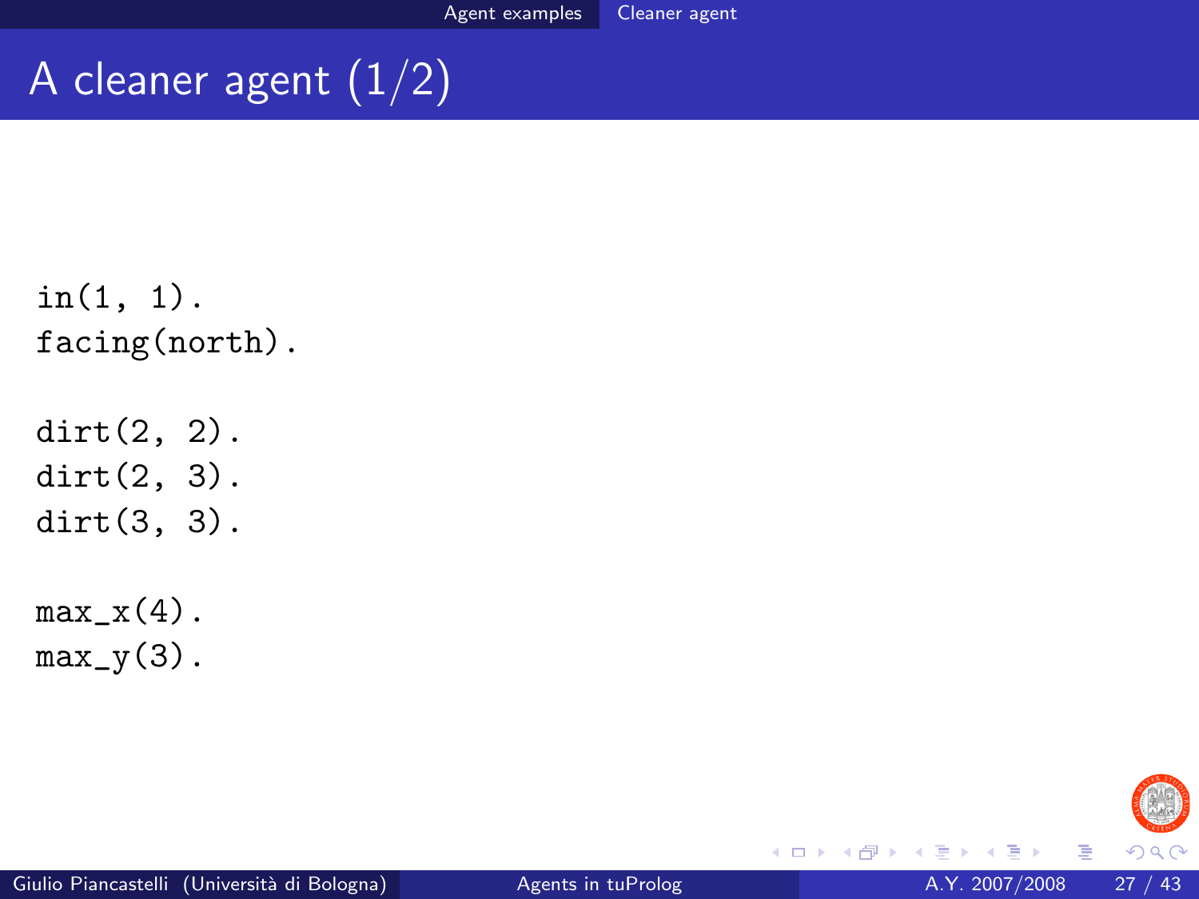# A cleaner agent (1/2)

```
in(1, 1).
facing(north).

dirt(2, 2).
dirt(2, 3).
dirt(3, 3).

max_x(4).
max_y(3).
```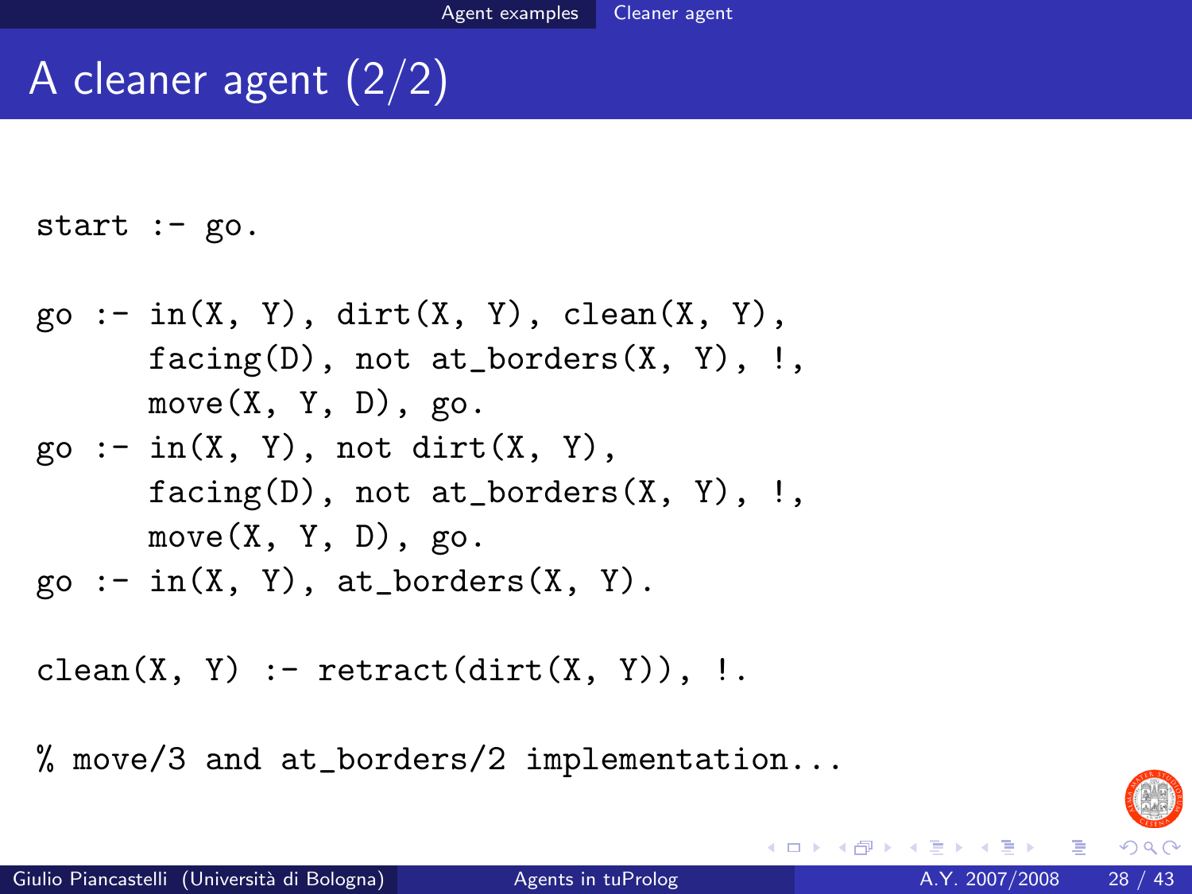# A cleaner agent (2/2)

```
start :- go.

go :- in(X, Y), dirt(X, Y), clean(X, Y),
      facing(D), not at_borders(X, Y), !,
      move(X, Y, D), go.
go :- in(X, Y), not dirt(X, Y),
      facing(D), not at_borders(X, Y), !,
      move(X, Y, D), go.
go :- in(X, Y), at_borders(X, Y).

clean(X, Y) :- retract(dirt(X, Y)), !.

% move/3 and at_borders/2 implementation...
```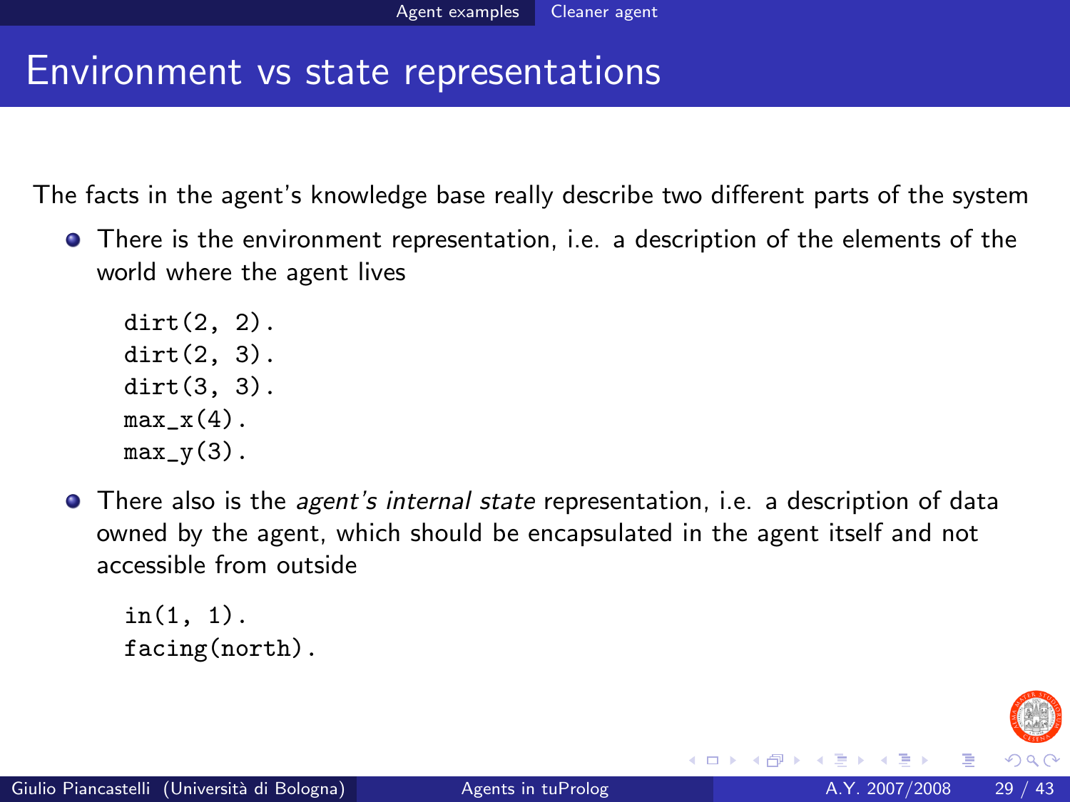# Environment vs state representations

The facts in the agent's knowledge base really describe two different parts of the system

- There is the environment representation, i.e. a description of the elements of the world where the agent lives

```
dirt(2, 2).
dirt(2, 3).
dirt(3, 3).
max_x(4).
max_y(3).
```

- There also is the *agent's internal state* representation, i.e. a description of data owned by the agent, which should be encapsulated in the agent itself and not accessible from outside

```
in(1, 1).
facing(north).
```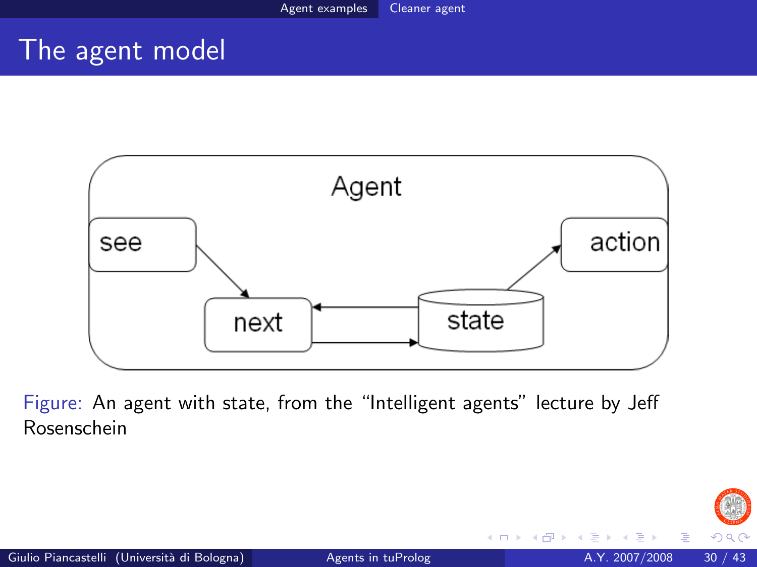# The agent model

Agent

see

next

state

action

Figure: An agent with state, from the "Intelligent agents" lecture by Jeff Rosenschein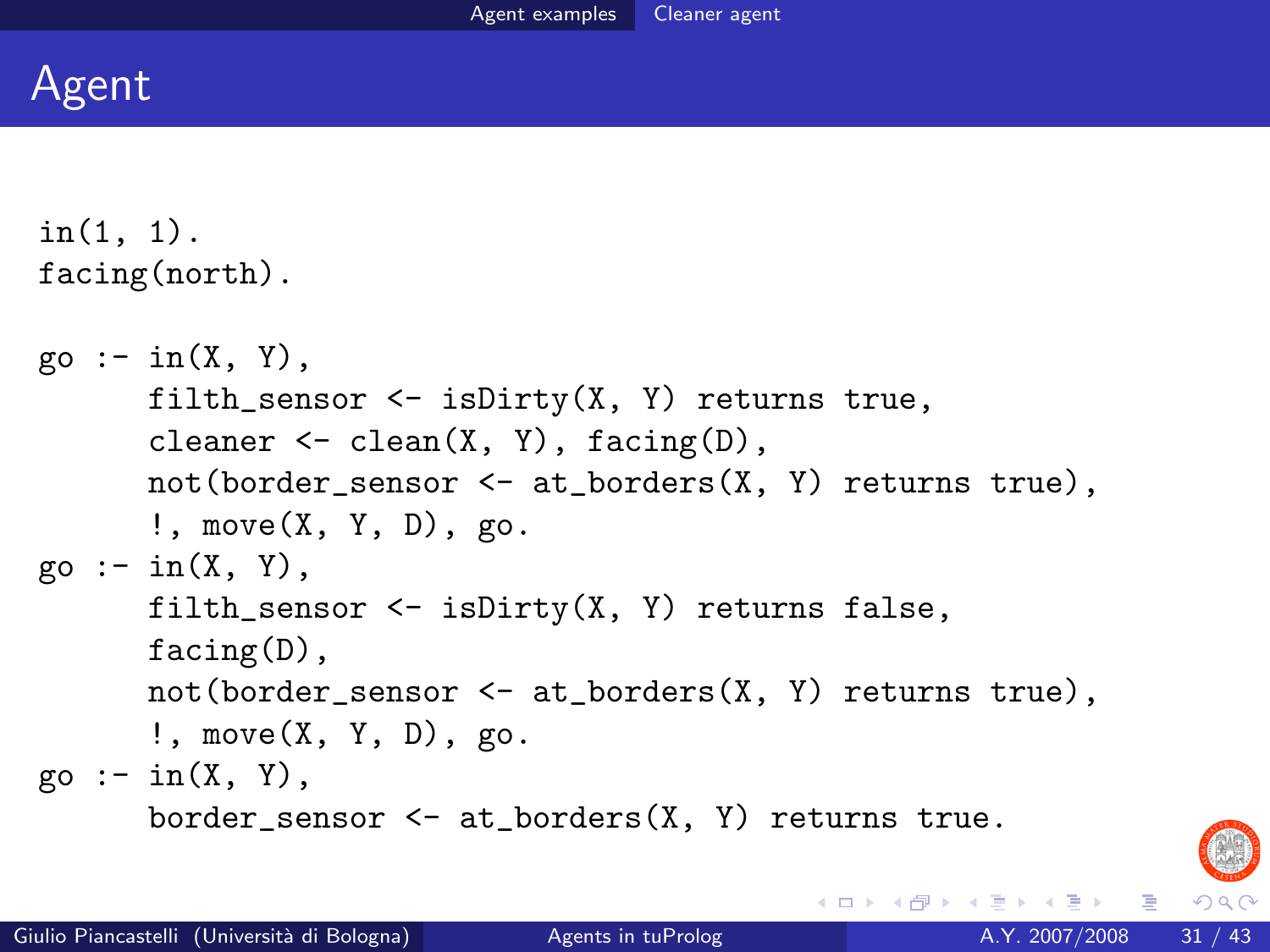# Agent

```
in(1, 1).
facing(north).

go :- in(X, Y),
      filth_sensor <- isDirty(X, Y) returns true,
      cleaner <- clean(X, Y), facing(D),
      not(border_sensor <- at_borders(X, Y) returns true),
      !, move(X, Y, D), go.
go :- in(X, Y),
      filth_sensor <- isDirty(X, Y) returns false,
      facing(D),
      not(border_sensor <- at_borders(X, Y) returns true),
      !, move(X, Y, D), go.
go :- in(X, Y),
      border_sensor <- at_borders(X, Y) returns true.
```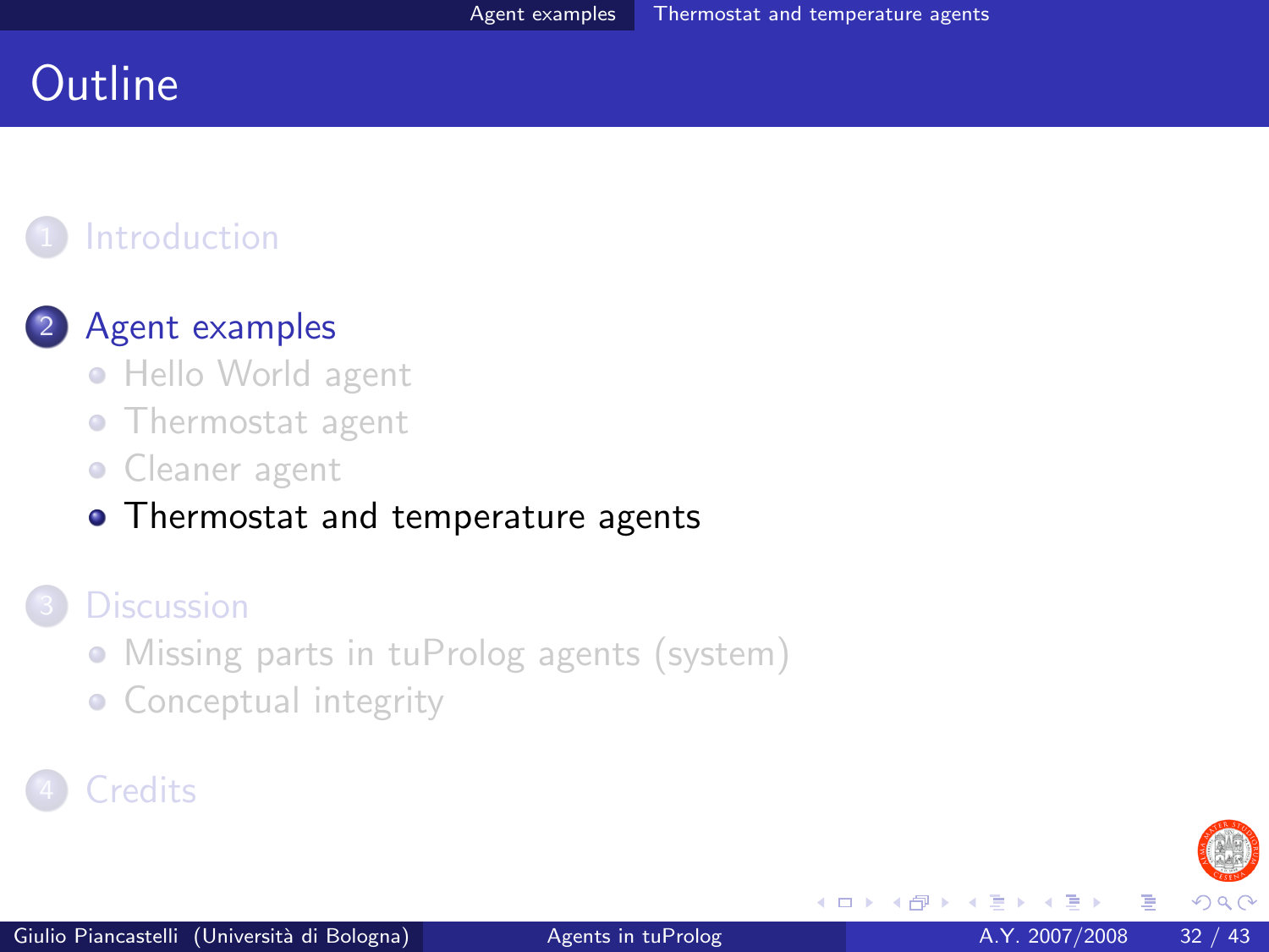# Outline

1. Introduction

2. Agent examples
   - Hello World agent
   - Thermostat agent
   - Cleaner agent
   - Thermostat and temperature agents

3. Discussion
   - Missing parts in tuProlog agents (system)
   - Conceptual integrity

4. Credits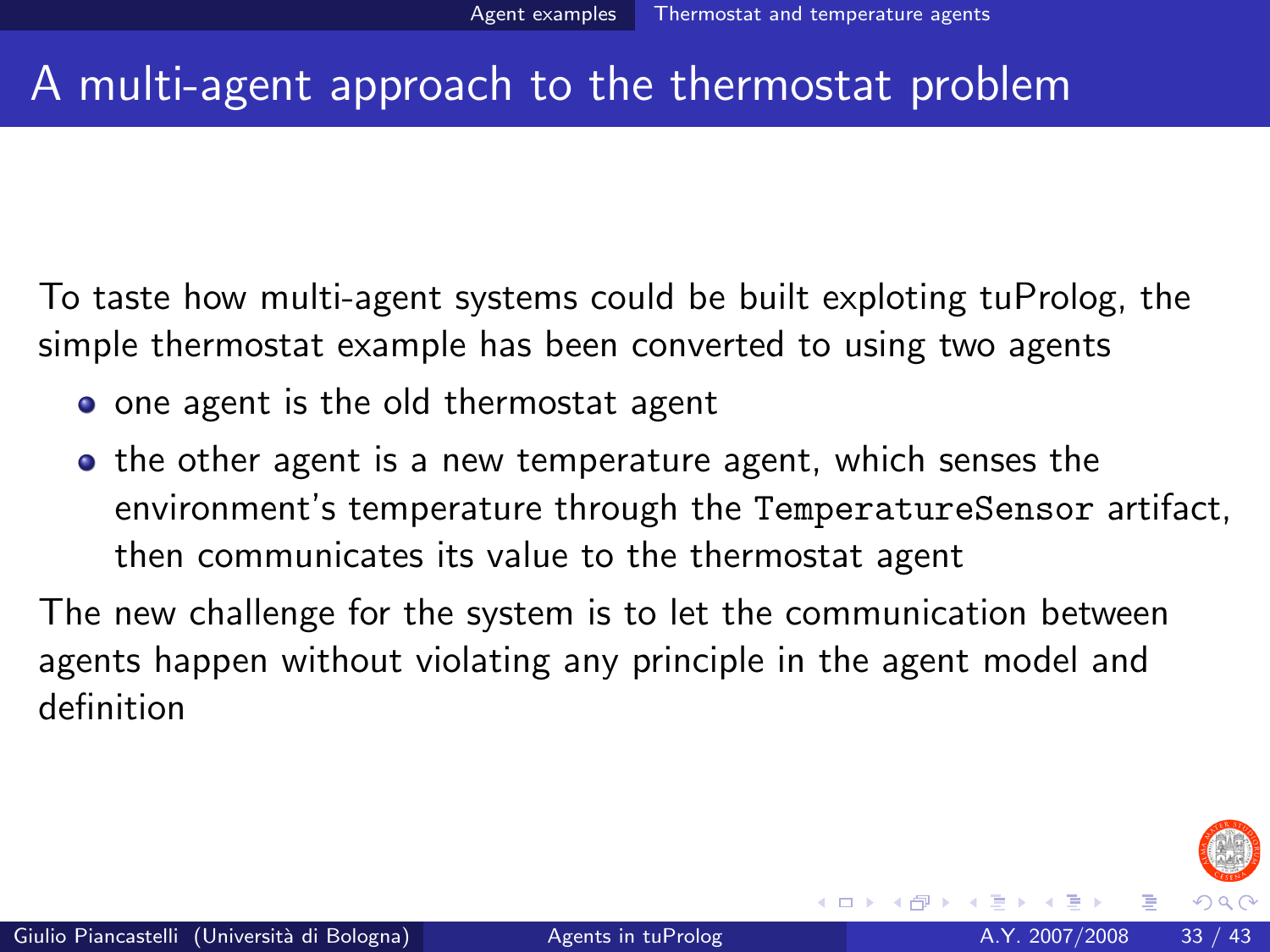# A multi-agent approach to the thermostat problem

To taste how multi-agent systems could be built exploting tuProlog, the simple thermostat example has been converted to using two agents

- one agent is the old thermostat agent
- the other agent is a new temperature agent, which senses the environment's temperature through the `TemperatureSensor` artifact, then communicates its value to the thermostat agent

The new challenge for the system is to let the communication between agents happen without violating any principle in the agent model and definition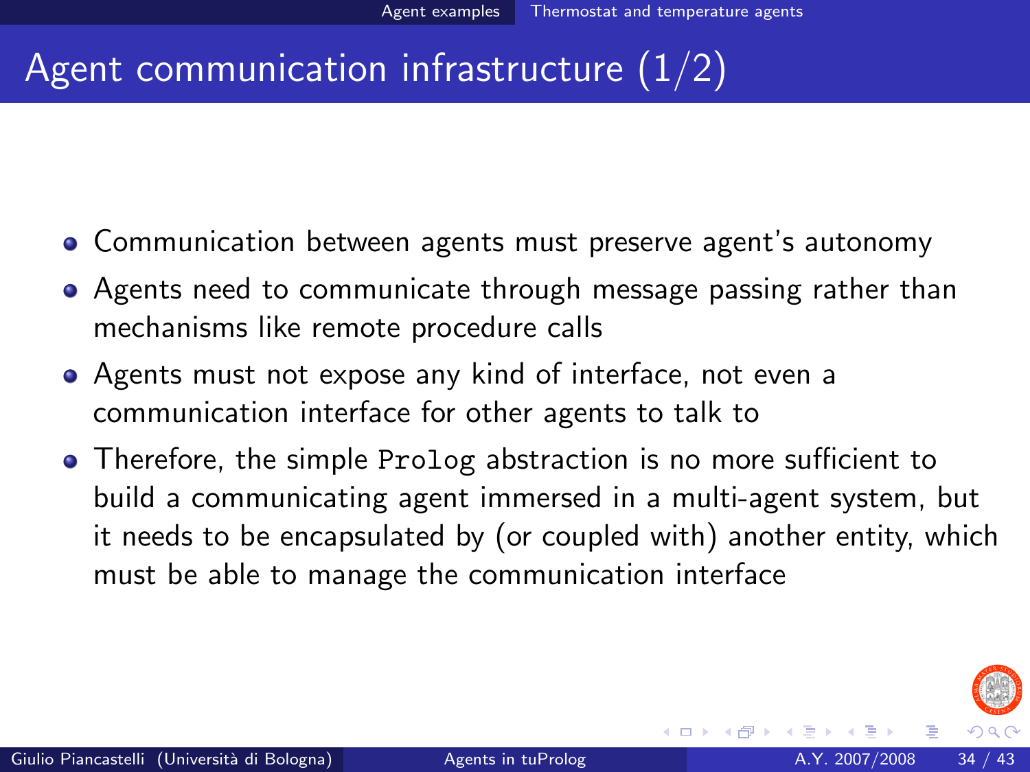# Agent communication infrastructure (1/2)

- Communication between agents must preserve agent's autonomy
- Agents need to communicate through message passing rather than mechanisms like remote procedure calls
- Agents must not expose any kind of interface, not even a communication interface for other agents to talk to
- Therefore, the simple `Prolog` abstraction is no more sufficient to build a communicating agent immersed in a multi-agent system, but it needs to be encapsulated by (or coupled with) another entity, which must be able to manage the communication interface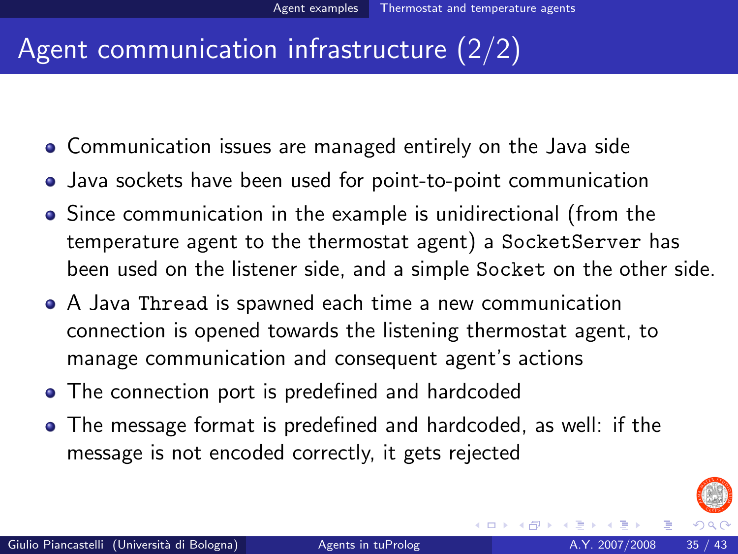# Agent communication infrastructure (2/2)

- Communication issues are managed entirely on the Java side
- Java sockets have been used for point-to-point communication
- Since communication in the example is unidirectional (from the temperature agent to the thermostat agent) a `SocketServer` has been used on the listener side, and a simple `Socket` on the other side.
- A Java `Thread` is spawned each time a new communication connection is opened towards the listening thermostat agent, to manage communication and consequent agent's actions
- The connection port is predefined and hardcoded
- The message format is predefined and hardcoded, as well: if the message is not encoded correctly, it gets rejected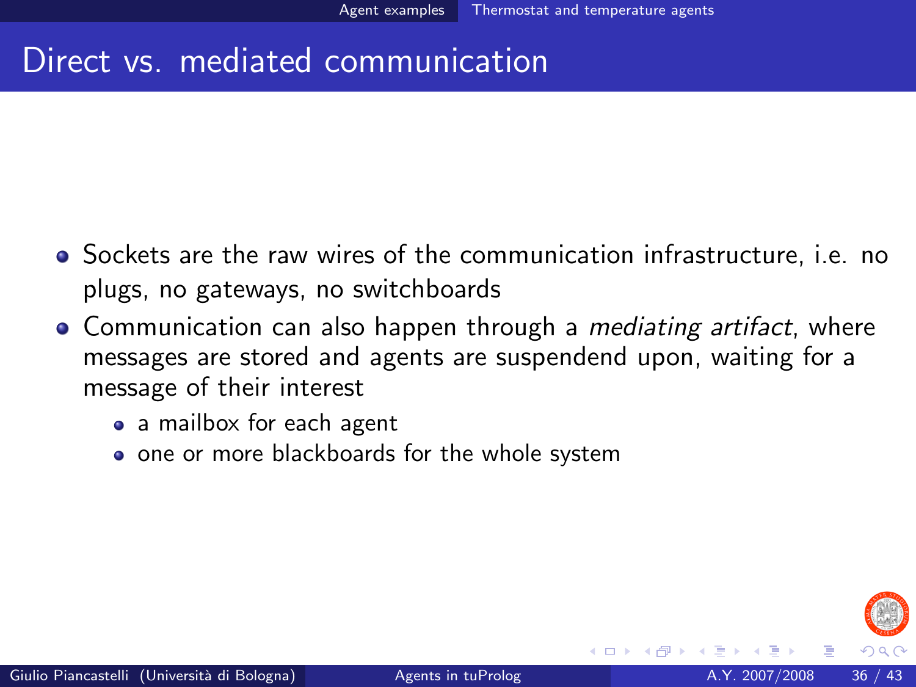# Direct vs. mediated communication

- Sockets are the raw wires of the communication infrastructure, i.e. no plugs, no gateways, no switchboards
- Communication can also happen through a *mediating artifact*, where messages are stored and agents are suspendend upon, waiting for a message of their interest
  - a mailbox for each agent
  - one or more blackboards for the whole system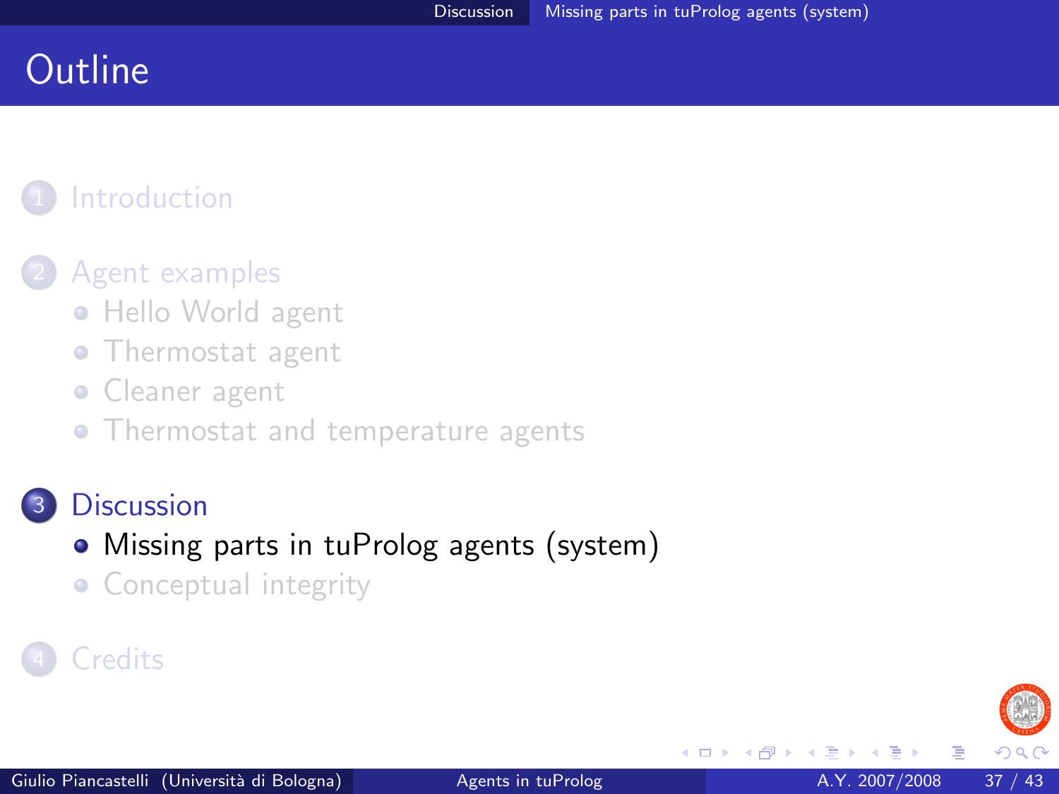# Outline

1. Introduction
2. Agent examples
   - Hello World agent
   - Thermostat agent
   - Cleaner agent
   - Thermostat and temperature agents
3. Discussion
   - Missing parts in tuProlog agents (system)
   - Conceptual integrity
4. Credits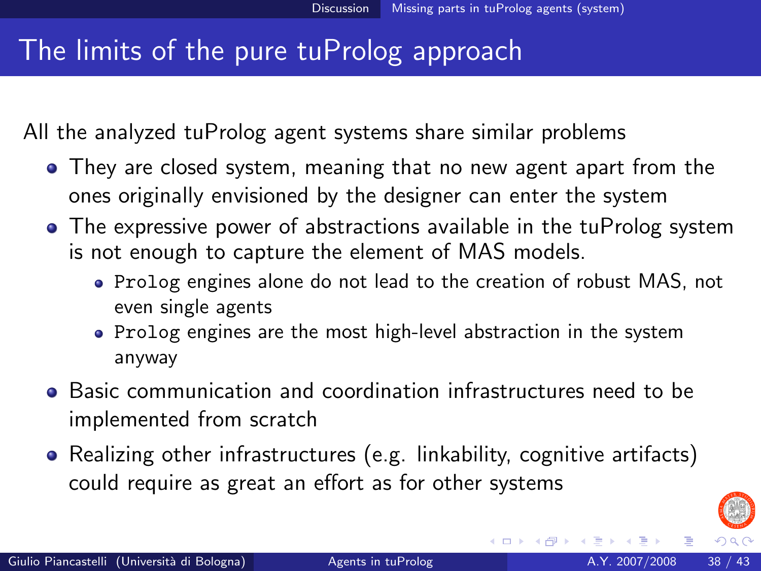# The limits of the pure tuProlog approach

All the analyzed tuProlog agent systems share similar problems

- They are closed system, meaning that no new agent apart from the ones originally envisioned by the designer can enter the system
- The expressive power of abstractions available in the tuProlog system is not enough to capture the element of MAS models.
  - `Prolog` engines alone do not lead to the creation of robust MAS, not even single agents
  - `Prolog` engines are the most high-level abstraction in the system anyway
- Basic communication and coordination infrastructures need to be implemented from scratch
- Realizing other infrastructures (e.g. linkability, cognitive artifacts) could require as great an effort as for other systems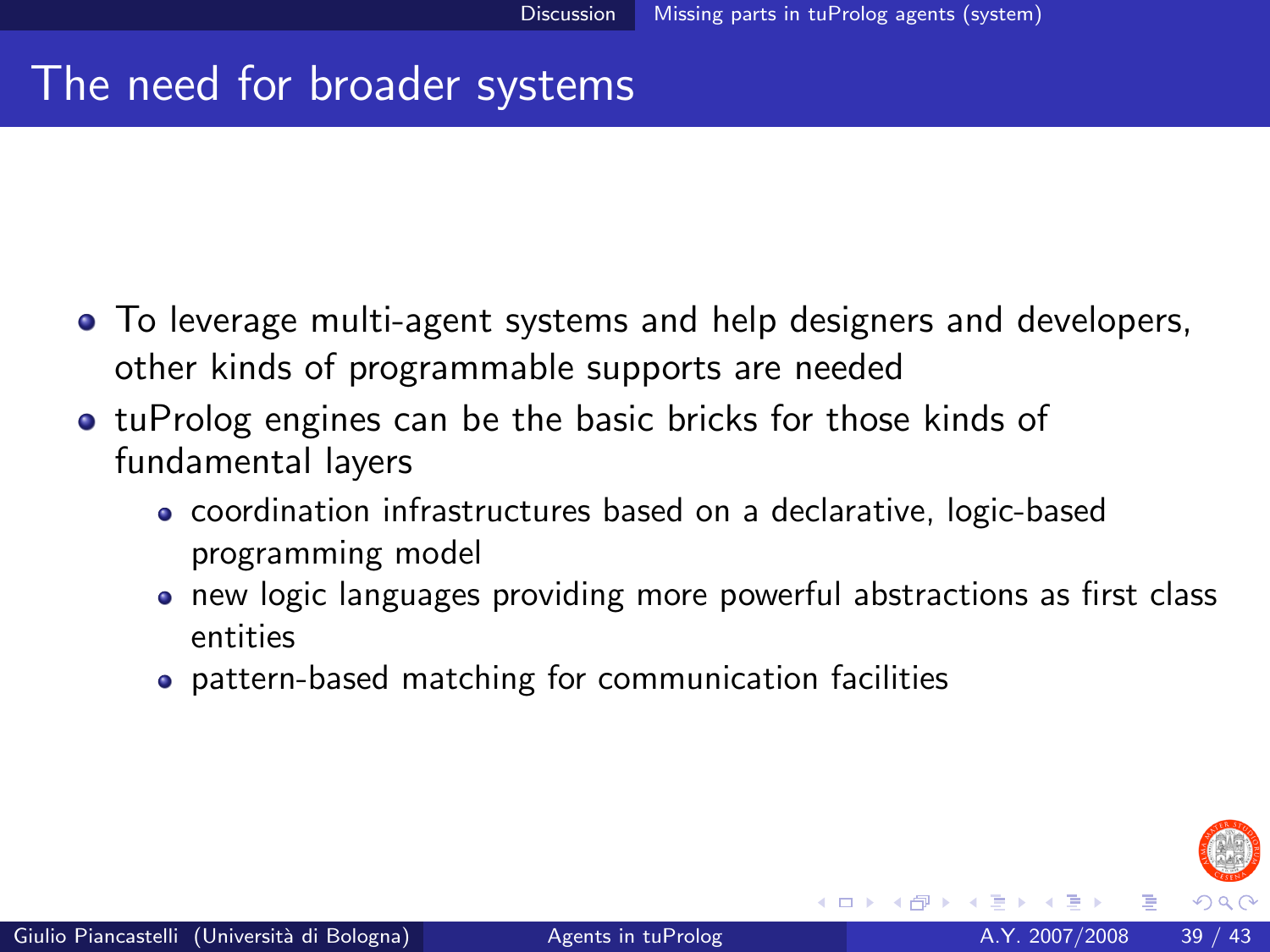## The need for broader systems

- To leverage multi-agent systems and help designers and developers, other kinds of programmable supports are needed
- tuProlog engines can be the basic bricks for those kinds of fundamental layers
  - coordination infrastructures based on a declarative, logic-based programming model
  - new logic languages providing more powerful abstractions as first class entities
  - pattern-based matching for communication facilities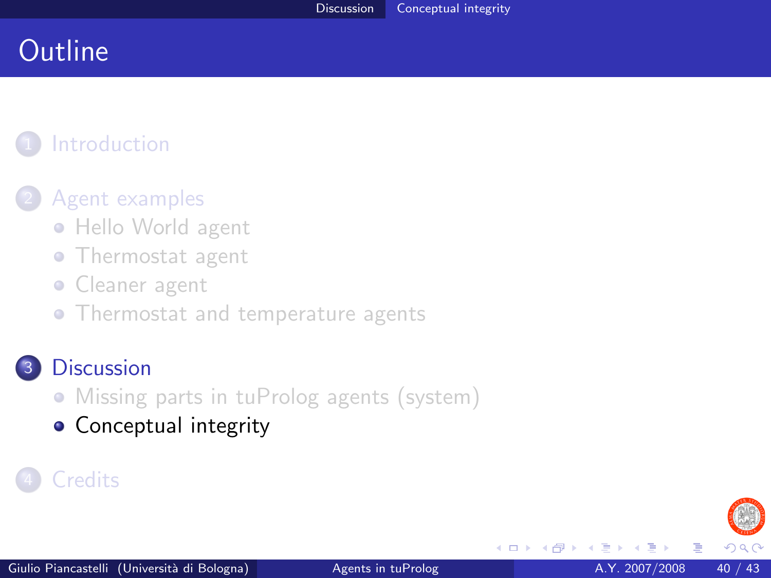# Outline

1. Introduction
2. Agent examples
   - Hello World agent
   - Thermostat agent
   - Cleaner agent
   - Thermostat and temperature agents
3. Discussion
   - Missing parts in tuProlog agents (system)
   - Conceptual integrity
4. Credits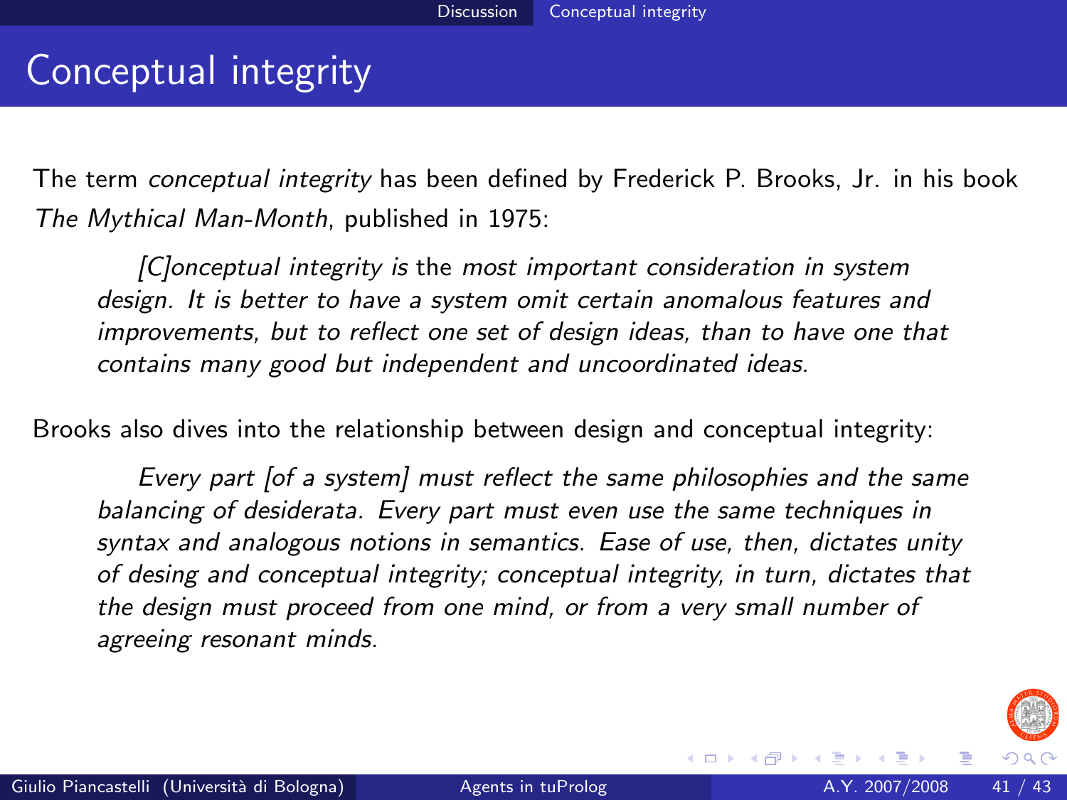# Conceptual integrity

The term *conceptual integrity* has been defined by Frederick P. Brooks, Jr. in his book *The Mythical Man-Month*, published in 1975:

> *[C]onceptual integrity is* the *most important consideration in system design. It is better to have a system omit certain anomalous features and improvements, but to reflect one set of design ideas, than to have one that contains many good but independent and uncoordinated ideas.*

Brooks also dives into the relationship between design and conceptual integrity:

> *Every part [of a system] must reflect the same philosophies and the same balancing of desiderata. Every part must even use the same techniques in syntax and analogous notions in semantics. Ease of use, then, dictates unity of desing and conceptual integrity; conceptual integrity, in turn, dictates that the design must proceed from one mind, or from a very small number of agreeing resonant minds.*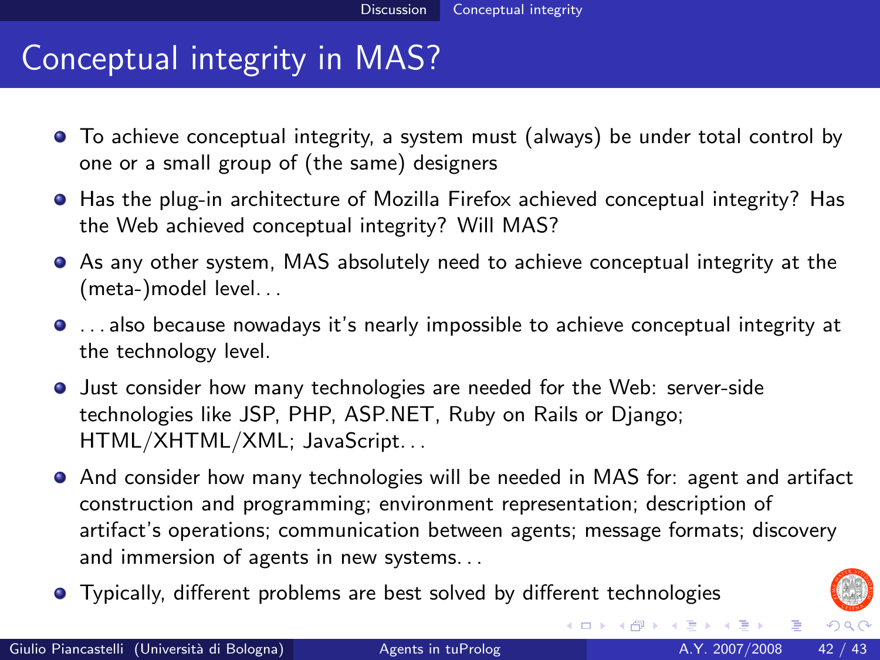# Conceptual integrity in MAS?

- To achieve conceptual integrity, a system must (always) be under total control by one or a small group of (the same) designers
- Has the plug-in architecture of Mozilla Firefox achieved conceptual integrity? Has the Web achieved conceptual integrity? Will MAS?
- As any other system, MAS absolutely need to achieve conceptual integrity at the (meta-)model level...
- ...also because nowadays it's nearly impossible to achieve conceptual integrity at the technology level.
- Just consider how many technologies are needed for the Web: server-side technologies like JSP, PHP, ASP.NET, Ruby on Rails or Django; HTML/XHTML/XML; JavaScript...
- And consider how many technologies will be needed in MAS for: agent and artifact construction and programming; environment representation; description of artifact's operations; communication between agents; message formats; discovery and immersion of agents in new systems...
- Typically, different problems are best solved by different technologies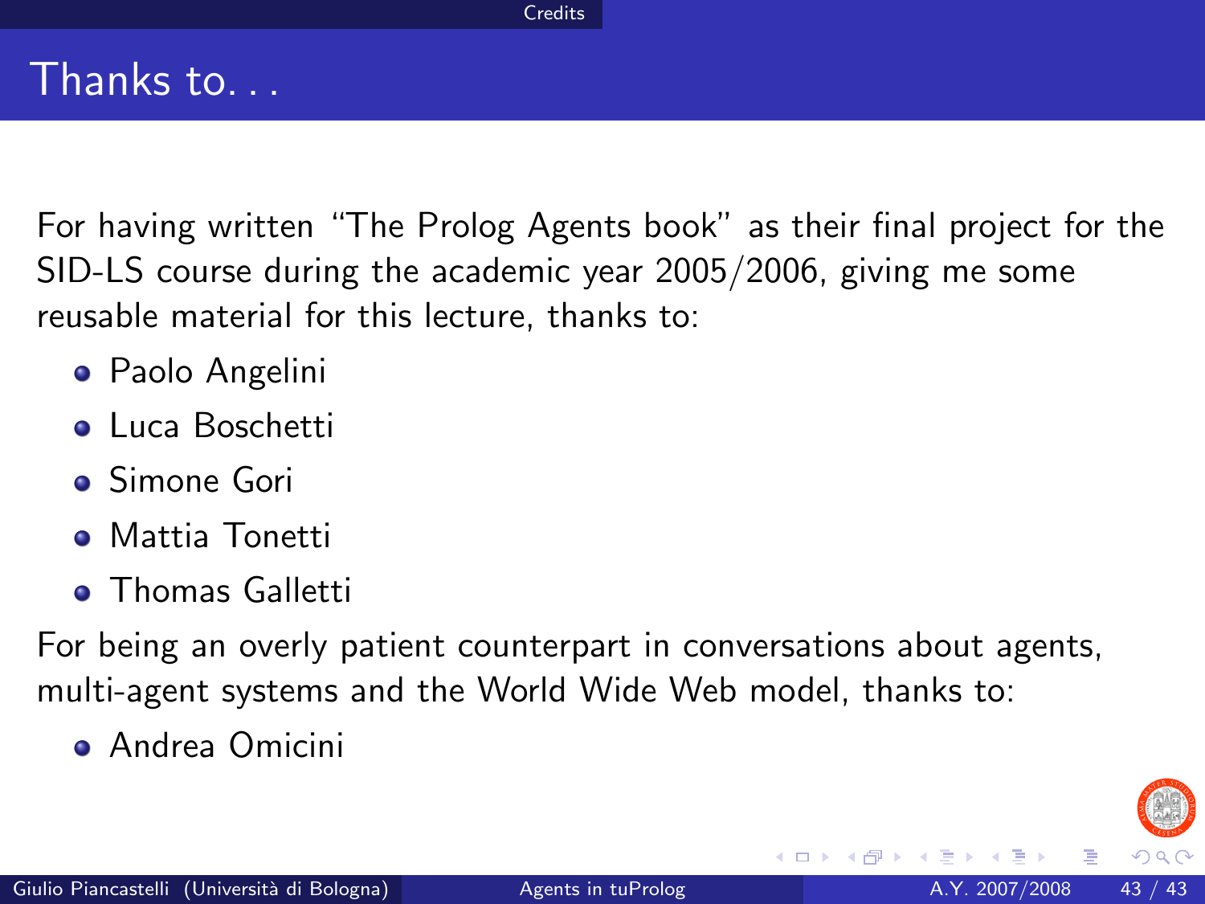# Thanks to. . .

For having written “The Prolog Agents book” as their final project for the SID-LS course during the academic year 2005/2006, giving me some reusable material for this lecture, thanks to:

- Paolo Angelini
- Luca Boschetti
- Simone Gori
- Mattia Tonetti
- Thomas Galletti

For being an overly patient counterpart in conversations about agents, multi-agent systems and the World Wide Web model, thanks to:

- Andrea Omicini